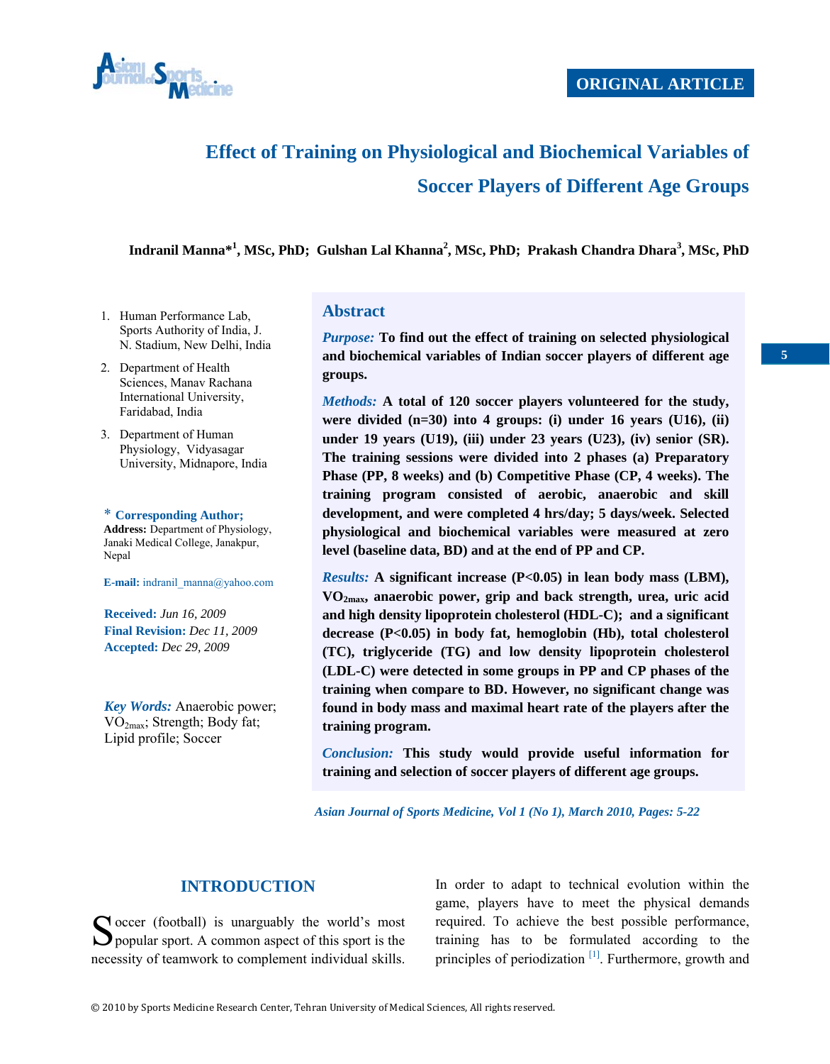ORIGINAL ARTICLE

# Effect of Training on Physiological and Biochemical Variables of Soccer Players of Different Age Groups

**Indranil Manna*[1], MSc, PhD; Gulshan Lal Khanna[2], MSc, PhD; Prakash Chandra Dhara[3], MSc, PhD**

1. Human Performance Lab, Sports Authority of India, J. N. Stadium, New Delhi, India
2. Department of Health Sciences, Manav Rachana International University, Faridabad, India
3. Department of Human Physiology, Vidyasagar University, Midnapore, India

**\* Corresponding Author;**
**Address:** Department of Physiology, Janaki Medical College, Janakpur, Nepal

**E-mail:** indranil_manna@yahoo.com

**Received:** *Jun 16, 2009*
**Final Revision:** *Dec 11, 2009*
**Accepted:** *Dec 29, 2009*

***Key Words:*** Anaerobic power; $VO_{2max}$; Strength; Body fat; Lipid profile; Soccer

## Abstract

***Purpose:*** **To find out the effect of training on selected physiological and biochemical variables of Indian soccer players of different age groups.**

***Methods:*** **A total of 120 soccer players volunteered for the study, were divided (n=30) into 4 groups: (i) under 16 years (U16), (ii) under 19 years (U19), (iii) under 23 years (U23), (iv) senior (SR). The training sessions were divided into 2 phases (a) Preparatory Phase (PP, 8 weeks) and (b) Competitive Phase (CP, 4 weeks). The training program consisted of aerobic, anaerobic and skill development, and were completed 4 hrs/day; 5 days/week. Selected physiological and biochemical variables were measured at zero level (baseline data, BD) and at the end of PP and CP.**

***Results:*** **A significant increase (P<0.05) in lean body mass (LBM), $VO_{2max}$, anaerobic power, grip and back strength, urea, uric acid and high density lipoprotein cholesterol (HDL-C); and a significant decrease (P<0.05) in body fat, hemoglobin (Hb), total cholesterol (TC), triglyceride (TG) and low density lipoprotein cholesterol (LDL-C) were detected in some groups in PP and CP phases of the training when compare to BD. However, no significant change was found in body mass and maximal heart rate of the players after the training program.**

***Conclusion:*** **This study would provide useful information for training and selection of soccer players of different age groups.**

## INTRODUCTION

Soccer (football) is unarguably the world's most popular sport. A common aspect of this sport is the necessity of teamwork to complement individual skills. In order to adapt to technical evolution within the game, players have to meet the physical demands required. To achieve the best possible performance, training has to be formulated according to the principles of periodization [1]. Furthermore, growth and

© 2010 by Sports Medicine Research Center, Tehran University of Medical Sciences, All rights reserved.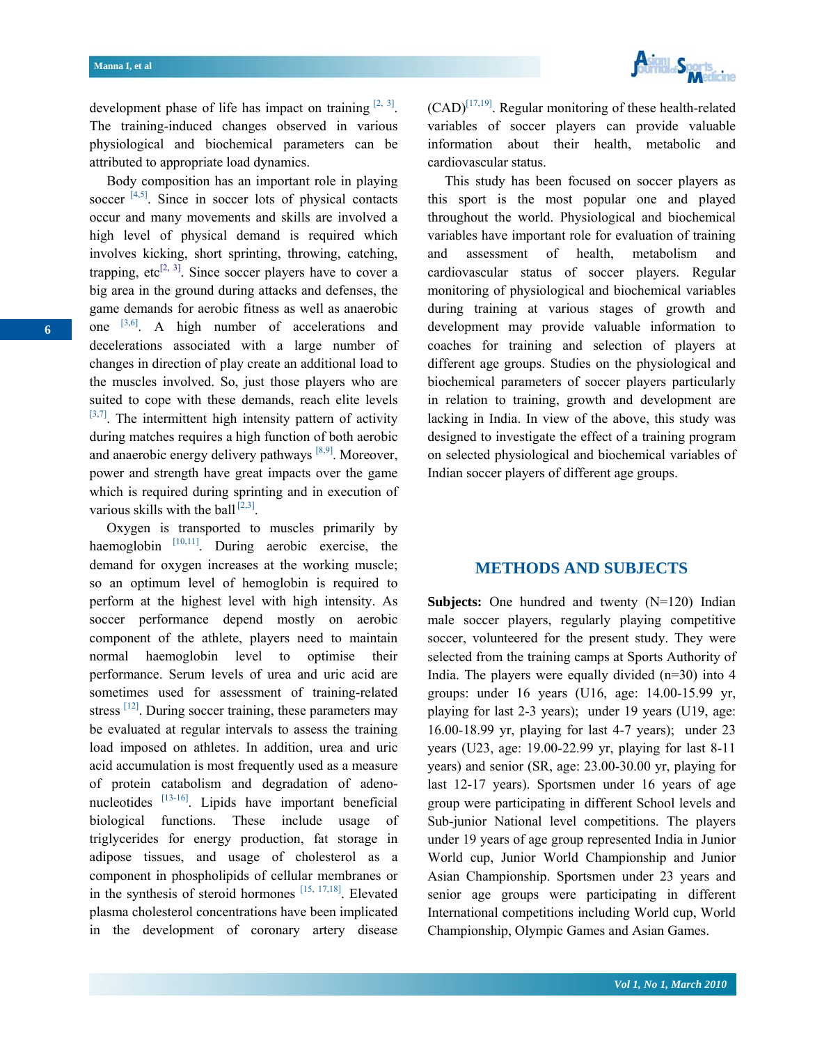development phase of life has impact on training [2, 3]. The training-induced changes observed in various physiological and biochemical parameters can be attributed to appropriate load dynamics.

Body composition has an important role in playing soccer [4,5]. Since in soccer lots of physical contacts occur and many movements and skills are involved a high level of physical demand is required which involves kicking, short sprinting, throwing, catching, trapping, etc[2, 3]. Since soccer players have to cover a big area in the ground during attacks and defenses, the game demands for aerobic fitness as well as anaerobic one [3,6]. A high number of accelerations and decelerations associated with a large number of changes in direction of play create an additional load to the muscles involved. So, just those players who are suited to cope with these demands, reach elite levels [3,7]. The intermittent high intensity pattern of activity during matches requires a high function of both aerobic and anaerobic energy delivery pathways [8,9]. Moreover, power and strength have great impacts over the game which is required during sprinting and in execution of various skills with the ball [2,3].

Oxygen is transported to muscles primarily by haemoglobin [10,11]. During aerobic exercise, the demand for oxygen increases at the working muscle; so an optimum level of hemoglobin is required to perform at the highest level with high intensity. As soccer performance depend mostly on aerobic component of the athlete, players need to maintain normal haemoglobin level to optimise their performance. Serum levels of urea and uric acid are sometimes used for assessment of training-related stress [12]. During soccer training, these parameters may be evaluated at regular intervals to assess the training load imposed on athletes. In addition, urea and uric acid accumulation is most frequently used as a measure of protein catabolism and degradation of adeno-nucleotides [13-16]. Lipids have important beneficial biological functions. These include usage of triglycerides for energy production, fat storage in adipose tissues, and usage of cholesterol as a component in phospholipids of cellular membranes or in the synthesis of steroid hormones [15, 17,18]. Elevated plasma cholesterol concentrations have been implicated in the development of coronary artery disease (CAD)[17,19]. Regular monitoring of these health-related variables of soccer players can provide valuable information about their health, metabolic and cardiovascular status.

This study has been focused on soccer players as this sport is the most popular one and played throughout the world. Physiological and biochemical variables have important role for evaluation of training and assessment of health, metabolism and cardiovascular status of soccer players. Regular monitoring of physiological and biochemical variables during training at various stages of growth and development may provide valuable information to coaches for training and selection of players at different age groups. Studies on the physiological and biochemical parameters of soccer players particularly in relation to training, growth and development are lacking in India. In view of the above, this study was designed to investigate the effect of a training program on selected physiological and biochemical variables of Indian soccer players of different age groups.

## METHODS AND SUBJECTS

**Subjects:** One hundred and twenty (N=120) Indian male soccer players, regularly playing competitive soccer, volunteered for the present study. They were selected from the training camps at Sports Authority of India. The players were equally divided (n=30) into 4 groups: under 16 years (U16, age: 14.00-15.99 yr, playing for last 2-3 years); under 19 years (U19, age: 16.00-18.99 yr, playing for last 4-7 years); under 23 years (U23, age: 19.00-22.99 yr, playing for last 8-11 years) and senior (SR, age: 23.00-30.00 yr, playing for last 12-17 years). Sportsmen under 16 years of age group were participating in different School levels and Sub-junior National level competitions. The players under 19 years of age group represented India in Junior World cup, Junior World Championship and Junior Asian Championship. Sportsmen under 23 years and senior age groups were participating in different International competitions including World cup, World Championship, Olympic Games and Asian Games.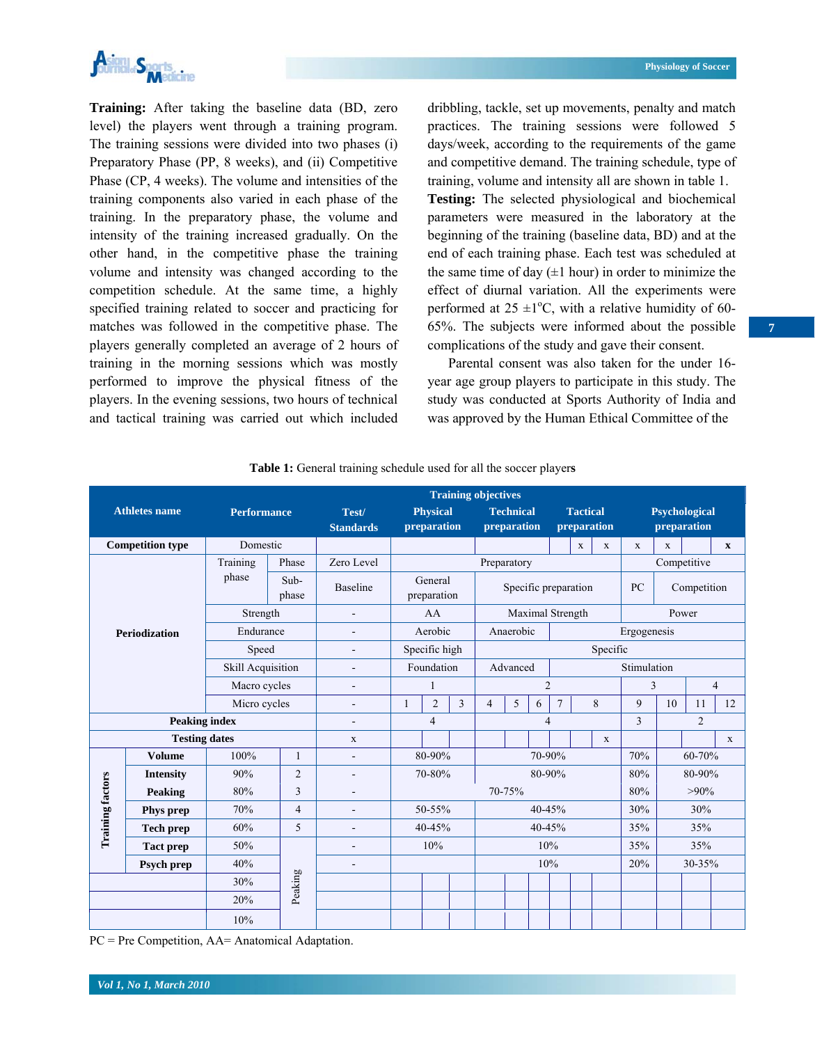**Training:** After taking the baseline data (BD, zero level) the players went through a training program. The training sessions were divided into two phases (i) Preparatory Phase (PP, 8 weeks), and (ii) Competitive Phase (CP, 4 weeks). The volume and intensities of the training components also varied in each phase of the training. In the preparatory phase, the volume and intensity of the training increased gradually. On the other hand, in the competitive phase the training volume and intensity was changed according to the competition schedule. At the same time, a highly specified training related to soccer and practicing for matches was followed in the competitive phase. The players generally completed an average of 2 hours of training in the morning sessions which was mostly performed to improve the physical fitness of the players. In the evening sessions, two hours of technical and tactical training was carried out which included dribbling, tackle, set up movements, penalty and match practices. The training sessions were followed 5 days/week, according to the requirements of the game and competitive demand. The training schedule, type of training, volume and intensity all are shown in table 1.

**Testing:** The selected physiological and biochemical parameters were measured in the laboratory at the beginning of the training (baseline data, BD) and at the end of each training phase. Each test was scheduled at the same time of day (±1 hour) in order to minimize the effect of diurnal variation. All the experiments were performed at 25 ±1°C, with a relative humidity of 60-65%. The subjects were informed about the possible complications of the study and gave their consent.

Parental consent was also taken for the under 16-year age group players to participate in this study. The study was conducted at Sports Authority of India and was approved by the Human Ethical Committee of the

**Table 1:** General training schedule used for all the soccer players

| Athletes name | | Performance | | Test/ Standards | Training objectives: Physical preparation | | | Technical preparation | | | | | Tactical preparation | Psychological preparation | | | |
|---|---|---|---|---|---|---|---|---|---|---|---|---|---|---|---|---|---|
| Competition type | | Domestic | | | | | | | | | | x | x | x | x | | x |
| Periodization | | Training phase | Phase | Zero Level | Preparatory | | | | | | | | | Competitive | | | |
| | | | Sub-phase | Baseline | General preparation | | | Specific preparation | | | | | | PC | Competition | | |
| | | Strength | | - | AA | | | Maximal Strength | | | | | | Power | | | |
| | | Endurance | | - | Aerobic | | | Anaerobic | | Ergogenesis | | | | | | | |
| | | Speed | | - | Specific high | | | Specific | | | | | | | | | |
| | | Skill Acquisition | | - | Foundation | | | Advanced | | Stimulation | | | | | | | |
| | | Macro cycles | | - | 1 | | | 2 | | | | | | 3 | | 4 | |
| | | Micro cycles | | - | 1 | 2 | 3 | 4 | 5 | 6 | 7 | 8 | | 9 | 10 | 11 | 12 |
| Peaking index | | | | - | 4 | | | 4 | | | | | | 3 | 2 | | |
| Testing dates | | | | x | | | | | | | | x | | | | | x |
| Training factors | Volume | 100% | 1 | - | 80-90% | | | 70-90% | | | | | | 70% | 60-70% | | |
| | Intensity | 90% | 2 | - | 70-80% | | | 80-90% | | | | | | 80% | 80-90% | | |
| | Peaking | 80% | 3 | - | 70-75% | | | | | | | | | 80% | >90% | | |
| | Phys prep | 70% | 4 | - | 50-55% | | | 40-45% | | | | | | 30% | 30% | | |
| | Tech prep | 60% | 5 | - | 40-45% | | | 40-45% | | | | | | 35% | 35% | | |
| | Tact prep | 50% | Peaking | - | 10% | | | 10% | | | | | | 35% | 35% | | |
| | Psych prep | 40% | | - | | | | 10% | | | | | | 20% | 30-35% | | |
| | | 30% | | | | | | | | | | | | | | | |
| | | 20% | | | | | | | | | | | | | | | |
| | | 10% | | | | | | | | | | | | | | | |

PC = Pre Competition, AA= Anatomical Adaptation.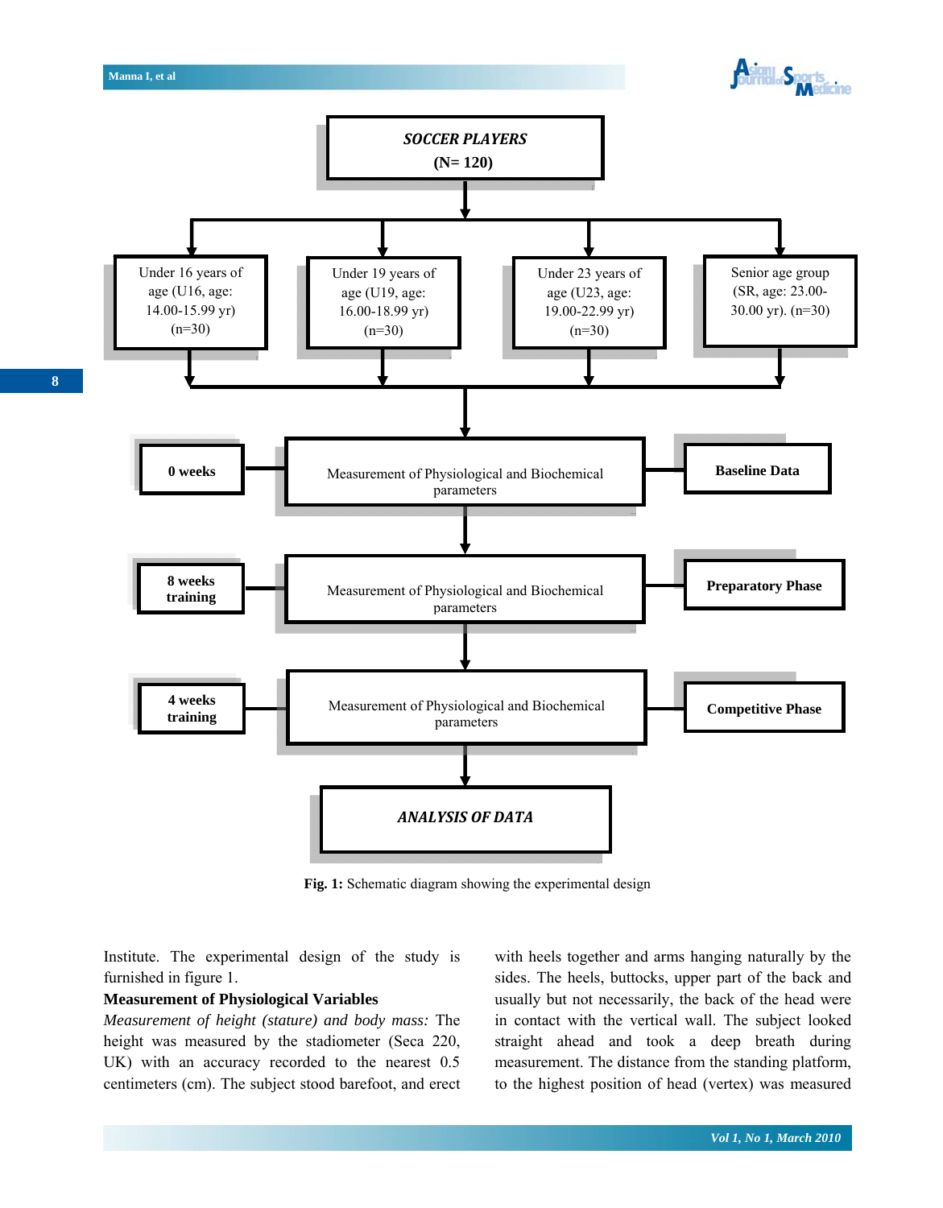SOCCER PLAYERS (N= 120)

- Under 16 years of age (U16, age: 14.00-15.99 yr) (n=30)
- Under 19 years of age (U19, age: 16.00-18.99 yr) (n=30)
- Under 23 years of age (U23, age: 19.00-22.99 yr) (n=30)
- Senior age group (SR, age: 23.00-30.00 yr). (n=30)

**0 weeks** — Measurement of Physiological and Biochemical parameters — **Baseline Data**

**8 weeks training** — Measurement of Physiological and Biochemical parameters — **Preparatory Phase**

**4 weeks training** — Measurement of Physiological and Biochemical parameters — **Competitive Phase**

ANALYSIS OF DATA

**Fig. 1:** Schematic diagram showing the experimental design

Institute. The experimental design of the study is furnished in figure 1.

**Measurement of Physiological Variables**

*Measurement of height (stature) and body mass:* The height was measured by the stadiometer (Seca 220, UK) with an accuracy recorded to the nearest 0.5 centimeters (cm). The subject stood barefoot, and erect with heels together and arms hanging naturally by the sides. The heels, buttocks, upper part of the back and usually but not necessarily, the back of the head were in contact with the vertical wall. The subject looked straight ahead and took a deep breath during measurement. The distance from the standing platform, to the highest position of head (vertex) was measured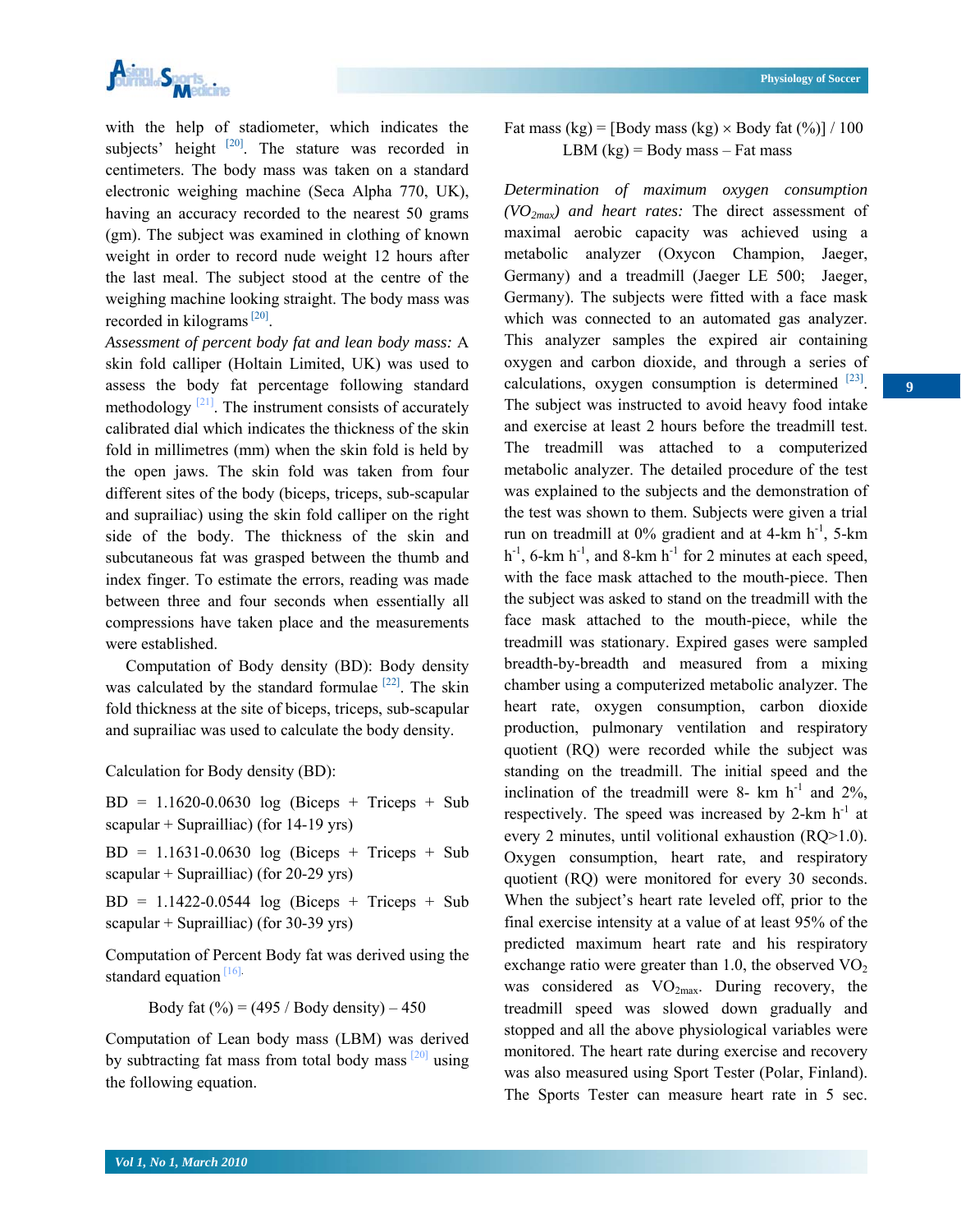with the help of stadiometer, which indicates the subjects' height [20]. The stature was recorded in centimeters. The body mass was taken on a standard electronic weighing machine (Seca Alpha 770, UK), having an accuracy recorded to the nearest 50 grams (gm). The subject was examined in clothing of known weight in order to record nude weight 12 hours after the last meal. The subject stood at the centre of the weighing machine looking straight. The body mass was recorded in kilograms [20].

*Assessment of percent body fat and lean body mass:* A skin fold calliper (Holtain Limited, UK) was used to assess the body fat percentage following standard methodology [21]. The instrument consists of accurately calibrated dial which indicates the thickness of the skin fold in millimetres (mm) when the skin fold is held by the open jaws. The skin fold was taken from four different sites of the body (biceps, triceps, sub-scapular and suprailiac) using the skin fold calliper on the right side of the body. The thickness of the skin and subcutaneous fat was grasped between the thumb and index finger. To estimate the errors, reading was made between three and four seconds when essentially all compressions have taken place and the measurements were established.

Computation of Body density (BD): Body density was calculated by the standard formulae [22]. The skin fold thickness at the site of biceps, triceps, sub-scapular and suprailiac was used to calculate the body density.

Calculation for Body density (BD):

BD = 1.1620-0.0630 log (Biceps + Triceps + Sub scapular + Suprailliac) (for 14-19 yrs)

BD = 1.1631-0.0630 log (Biceps + Triceps + Sub scapular + Suprailliac) (for 20-29 yrs)

BD = 1.1422-0.0544 log (Biceps + Triceps + Sub scapular + Suprailliac) (for 30-39 yrs)

Computation of Percent Body fat was derived using the standard equation [16].

$$\text{Body fat (\%)} = (495 / \text{Body density}) - 450$$

Computation of Lean body mass (LBM) was derived by subtracting fat mass from total body mass [20] using the following equation.

$$\text{Fat mass (kg)} = [\text{Body mass (kg)} \times \text{Body fat (\%)}] / 100$$

$$\text{LBM (kg)} = \text{Body mass} - \text{Fat mass}$$

*Determination of maximum oxygen consumption ($VO_{2max}$) and heart rates:* The direct assessment of maximal aerobic capacity was achieved using a metabolic analyzer (Oxycon Champion, Jaeger, Germany) and a treadmill (Jaeger LE 500; Jaeger, Germany). The subjects were fitted with a face mask which was connected to an automated gas analyzer. This analyzer samples the expired air containing oxygen and carbon dioxide, and through a series of calculations, oxygen consumption is determined [23]. The subject was instructed to avoid heavy food intake and exercise at least 2 hours before the treadmill test. The treadmill was attached to a computerized metabolic analyzer. The detailed procedure of the test was explained to the subjects and the demonstration of the test was shown to them. Subjects were given a trial run on treadmill at 0% gradient and at 4-km $h^{-1}$, 5-km $h^{-1}$, 6-km $h^{-1}$, and 8-km $h^{-1}$ for 2 minutes at each speed, with the face mask attached to the mouth-piece. Then the subject was asked to stand on the treadmill with the face mask attached to the mouth-piece, while the treadmill was stationary. Expired gases were sampled breadth-by-breadth and measured from a mixing chamber using a computerized metabolic analyzer. The heart rate, oxygen consumption, carbon dioxide production, pulmonary ventilation and respiratory quotient (RQ) were recorded while the subject was standing on the treadmill. The initial speed and the inclination of the treadmill were 8- km $h^{-1}$ and 2%, respectively. The speed was increased by 2-km $h^{-1}$ at every 2 minutes, until volitional exhaustion (RQ>1.0). Oxygen consumption, heart rate, and respiratory quotient (RQ) were monitored for every 30 seconds. When the subject's heart rate leveled off, prior to the final exercise intensity at a value of at least 95% of the predicted maximum heart rate and his respiratory exchange ratio were greater than 1.0, the observed $VO_2$ was considered as $VO_{2max}$. During recovery, the treadmill speed was slowed down gradually and stopped and all the above physiological variables were monitored. The heart rate during exercise and recovery was also measured using Sport Tester (Polar, Finland). The Sports Tester can measure heart rate in 5 sec.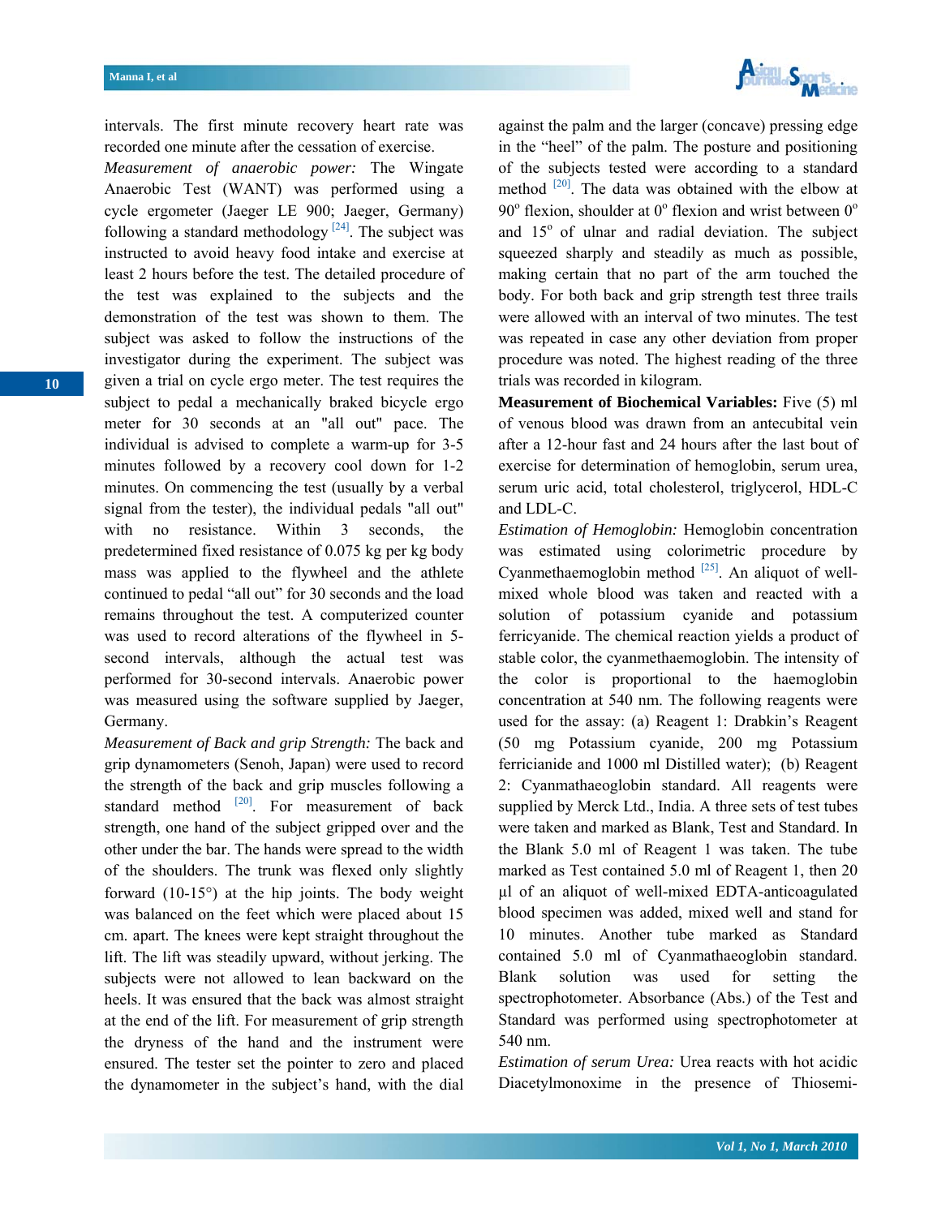intervals. The first minute recovery heart rate was recorded one minute after the cessation of exercise.

*Measurement of anaerobic power:* The Wingate Anaerobic Test (WANT) was performed using a cycle ergometer (Jaeger LE 900; Jaeger, Germany) following a standard methodology [24]. The subject was instructed to avoid heavy food intake and exercise at least 2 hours before the test. The detailed procedure of the test was explained to the subjects and the demonstration of the test was shown to them. The subject was asked to follow the instructions of the investigator during the experiment. The subject was given a trial on cycle ergo meter. The test requires the subject to pedal a mechanically braked bicycle ergo meter for 30 seconds at an "all out" pace. The individual is advised to complete a warm-up for 3-5 minutes followed by a recovery cool down for 1-2 minutes. On commencing the test (usually by a verbal signal from the tester), the individual pedals "all out" with no resistance. Within 3 seconds, the predetermined fixed resistance of 0.075 kg per kg body mass was applied to the flywheel and the athlete continued to pedal "all out" for 30 seconds and the load remains throughout the test. A computerized counter was used to record alterations of the flywheel in 5-second intervals, although the actual test was performed for 30-second intervals. Anaerobic power was measured using the software supplied by Jaeger, Germany.

*Measurement of Back and grip Strength:* The back and grip dynamometers (Senoh, Japan) were used to record the strength of the back and grip muscles following a standard method [20]. For measurement of back strength, one hand of the subject gripped over and the other under the bar. The hands were spread to the width of the shoulders. The trunk was flexed only slightly forward (10-15°) at the hip joints. The body weight was balanced on the feet which were placed about 15 cm. apart. The knees were kept straight throughout the lift. The lift was steadily upward, without jerking. The subjects were not allowed to lean backward on the heels. It was ensured that the back was almost straight at the end of the lift. For measurement of grip strength the dryness of the hand and the instrument were ensured. The tester set the pointer to zero and placed the dynamometer in the subject's hand, with the dial against the palm and the larger (concave) pressing edge in the "heel" of the palm. The posture and positioning of the subjects tested were according to a standard method [20]. The data was obtained with the elbow at 90° flexion, shoulder at 0° flexion and wrist between 0° and 15° of ulnar and radial deviation. The subject squeezed sharply and steadily as much as possible, making certain that no part of the arm touched the body. For both back and grip strength test three trails were allowed with an interval of two minutes. The test was repeated in case any other deviation from proper procedure was noted. The highest reading of the three trials was recorded in kilogram.

**Measurement of Biochemical Variables:** Five (5) ml of venous blood was drawn from an antecubital vein after a 12-hour fast and 24 hours after the last bout of exercise for determination of hemoglobin, serum urea, serum uric acid, total cholesterol, triglycerol, HDL-C and LDL-C.

*Estimation of Hemoglobin:* Hemoglobin concentration was estimated using colorimetric procedure by Cyanmethaemoglobin method [25]. An aliquot of well-mixed whole blood was taken and reacted with a solution of potassium cyanide and potassium ferricyanide. The chemical reaction yields a product of stable color, the cyanmethaemoglobin. The intensity of the color is proportional to the haemoglobin concentration at 540 nm. The following reagents were used for the assay: (a) Reagent 1: Drabkin's Reagent (50 mg Potassium cyanide, 200 mg Potassium ferricianide and 1000 ml Distilled water); (b) Reagent 2: Cyanmathaeoglobin standard. All reagents were supplied by Merck Ltd., India. A three sets of test tubes were taken and marked as Blank, Test and Standard. In the Blank 5.0 ml of Reagent 1 was taken. The tube marked as Test contained 5.0 ml of Reagent 1, then 20 µl of an aliquot of well-mixed EDTA-anticoagulated blood specimen was added, mixed well and stand for 10 minutes. Another tube marked as Standard contained 5.0 ml of Cyanmathaeoglobin standard. Blank solution was used for setting the spectrophotometer. Absorbance (Abs.) of the Test and Standard was performed using spectrophotometer at 540 nm.

*Estimation of serum Urea:* Urea reacts with hot acidic Diacetylmonoxime in the presence of Thiosemi-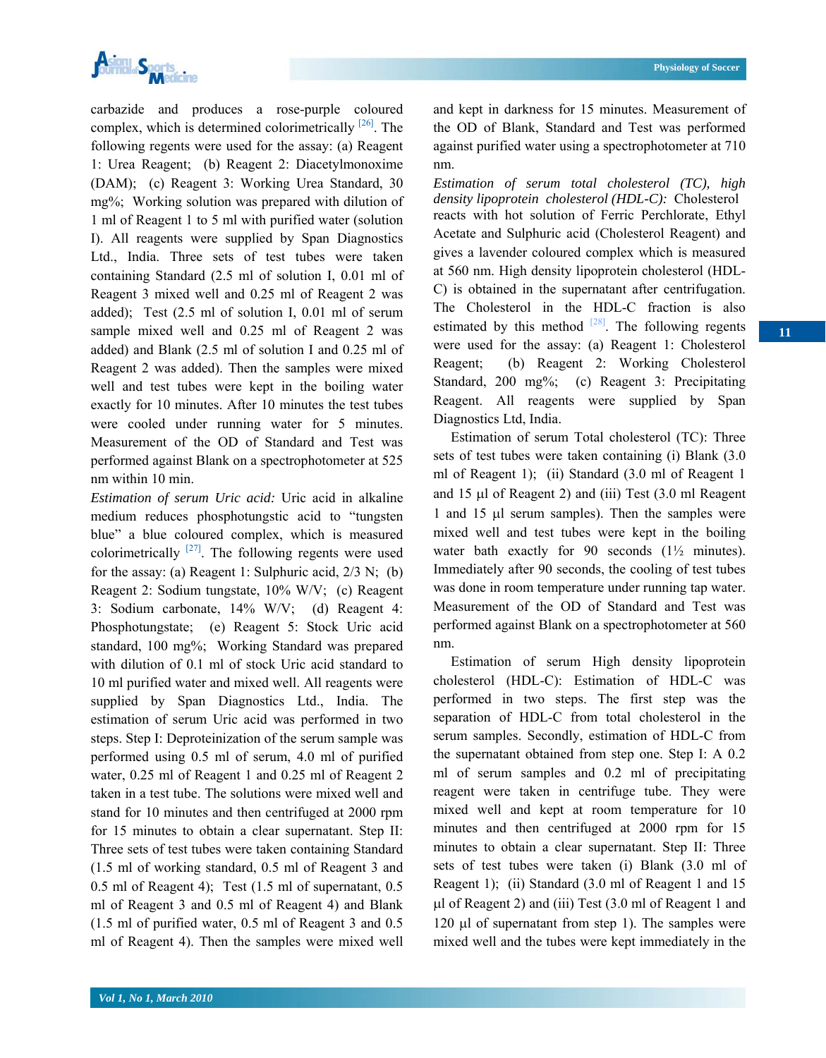carbazide and produces a rose-purple coloured complex, which is determined colorimetrically [26]. The following regents were used for the assay: (a) Reagent 1: Urea Reagent; (b) Reagent 2: Diacetylmonoxime (DAM); (c) Reagent 3: Working Urea Standard, 30 mg%; Working solution was prepared with dilution of 1 ml of Reagent 1 to 5 ml with purified water (solution I). All reagents were supplied by Span Diagnostics Ltd., India. Three sets of test tubes were taken containing Standard (2.5 ml of solution I, 0.01 ml of Reagent 3 mixed well and 0.25 ml of Reagent 2 was added); Test (2.5 ml of solution I, 0.01 ml of serum sample mixed well and 0.25 ml of Reagent 2 was added) and Blank (2.5 ml of solution I and 0.25 ml of Reagent 2 was added). Then the samples were mixed well and test tubes were kept in the boiling water exactly for 10 minutes. After 10 minutes the test tubes were cooled under running water for 5 minutes. Measurement of the OD of Standard and Test was performed against Blank on a spectrophotometer at 525 nm within 10 min.

*Estimation of serum Uric acid:* Uric acid in alkaline medium reduces phosphotungstic acid to "tungsten blue" a blue coloured complex, which is measured colorimetrically [27]. The following regents were used for the assay: (a) Reagent 1: Sulphuric acid, 2/3 N; (b) Reagent 2: Sodium tungstate, 10% W/V; (c) Reagent 3: Sodium carbonate, 14% W/V; (d) Reagent 4: Phosphotungstate; (e) Reagent 5: Stock Uric acid standard, 100 mg%; Working Standard was prepared with dilution of 0.1 ml of stock Uric acid standard to 10 ml purified water and mixed well. All reagents were supplied by Span Diagnostics Ltd., India. The estimation of serum Uric acid was performed in two steps. Step I: Deproteinization of the serum sample was performed using 0.5 ml of serum, 4.0 ml of purified water, 0.25 ml of Reagent 1 and 0.25 ml of Reagent 2 taken in a test tube. The solutions were mixed well and stand for 10 minutes and then centrifuged at 2000 rpm for 15 minutes to obtain a clear supernatant. Step II: Three sets of test tubes were taken containing Standard (1.5 ml of working standard, 0.5 ml of Reagent 3 and 0.5 ml of Reagent 4); Test (1.5 ml of supernatant, 0.5 ml of Reagent 3 and 0.5 ml of Reagent 4) and Blank (1.5 ml of purified water, 0.5 ml of Reagent 3 and 0.5 ml of Reagent 4). Then the samples were mixed well and kept in darkness for 15 minutes. Measurement of the OD of Blank, Standard and Test was performed against purified water using a spectrophotometer at 710 nm.

*Estimation of serum total cholesterol (TC), high density lipoprotein cholesterol (HDL-C):* Cholesterol reacts with hot solution of Ferric Perchlorate, Ethyl Acetate and Sulphuric acid (Cholesterol Reagent) and gives a lavender coloured complex which is measured at 560 nm. High density lipoprotein cholesterol (HDL-C) is obtained in the supernatant after centrifugation. The Cholesterol in the HDL-C fraction is also estimated by this method [28]. The following regents were used for the assay: (a) Reagent 1: Cholesterol Reagent; (b) Reagent 2: Working Cholesterol Standard, 200 mg%; (c) Reagent 3: Precipitating Reagent. All reagents were supplied by Span Diagnostics Ltd, India.

Estimation of serum Total cholesterol (TC): Three sets of test tubes were taken containing (i) Blank (3.0 ml of Reagent 1); (ii) Standard (3.0 ml of Reagent 1 and 15 µl of Reagent 2) and (iii) Test (3.0 ml Reagent 1 and 15 µl serum samples). Then the samples were mixed well and test tubes were kept in the boiling water bath exactly for 90 seconds (1½ minutes). Immediately after 90 seconds, the cooling of test tubes was done in room temperature under running tap water. Measurement of the OD of Standard and Test was performed against Blank on a spectrophotometer at 560 nm.

Estimation of serum High density lipoprotein cholesterol (HDL-C): Estimation of HDL-C was performed in two steps. The first step was the separation of HDL-C from total cholesterol in the serum samples. Secondly, estimation of HDL-C from the supernatant obtained from step one. Step I: A 0.2 ml of serum samples and 0.2 ml of precipitating reagent were taken in centrifuge tube. They were mixed well and kept at room temperature for 10 minutes and then centrifuged at 2000 rpm for 15 minutes to obtain a clear supernatant. Step II: Three sets of test tubes were taken (i) Blank (3.0 ml of Reagent 1); (ii) Standard (3.0 ml of Reagent 1 and 15 µl of Reagent 2) and (iii) Test (3.0 ml of Reagent 1 and 120 µl of supernatant from step 1). The samples were mixed well and the tubes were kept immediately in the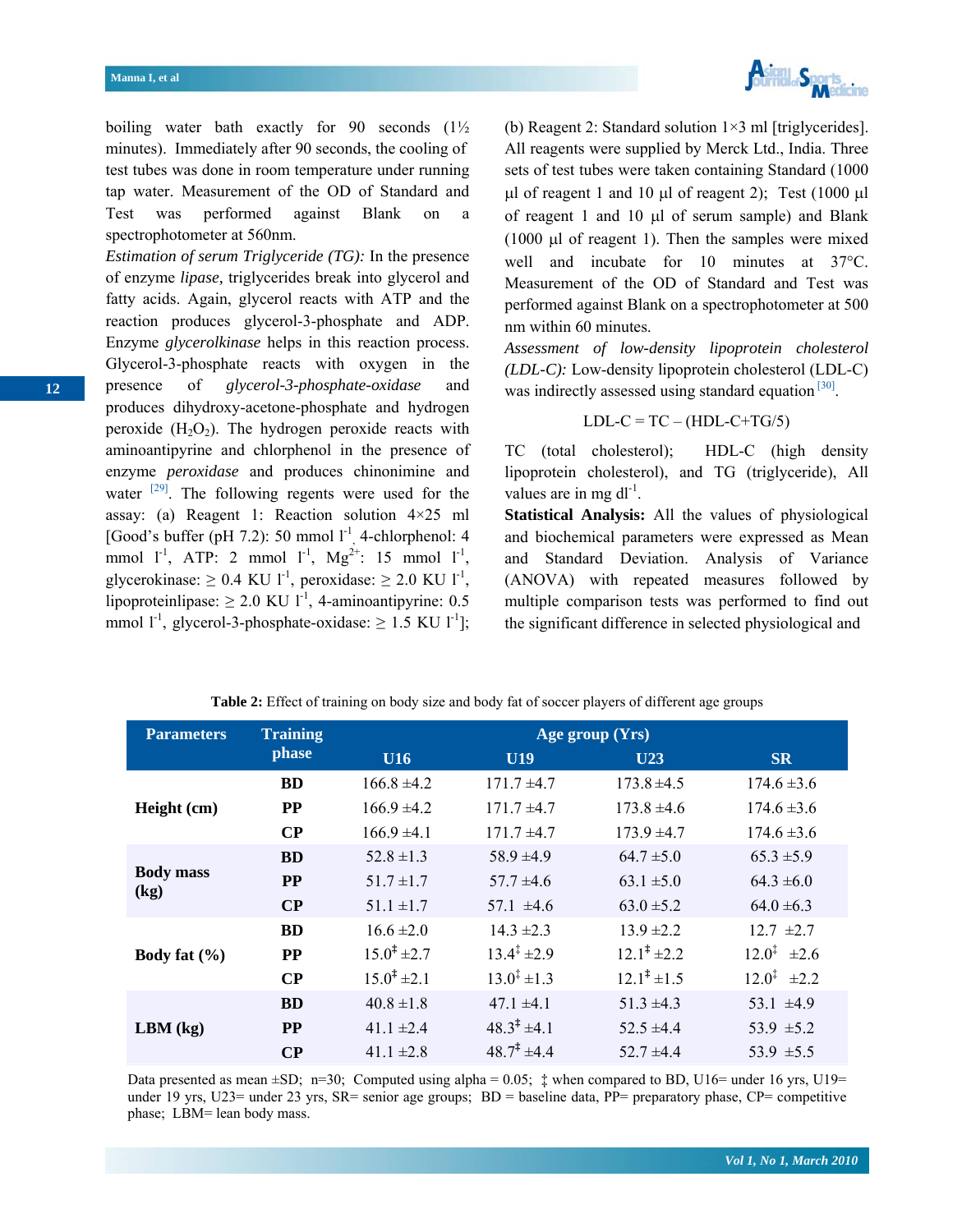boiling water bath exactly for 90 seconds (1½ minutes). Immediately after 90 seconds, the cooling of test tubes was done in room temperature under running tap water. Measurement of the OD of Standard and Test was performed against Blank on a spectrophotometer at 560nm.

*Estimation of serum Triglyceride (TG):* In the presence of enzyme *lipase,* triglycerides break into glycerol and fatty acids. Again, glycerol reacts with ATP and the reaction produces glycerol-3-phosphate and ADP. Enzyme *glycerolkinase* helps in this reaction process. Glycerol-3-phosphate reacts with oxygen in the presence of *glycerol-3-phosphate-oxidase* and produces dihydroxy-acetone-phosphate and hydrogen peroxide ($H_2O_2$). The hydrogen peroxide reacts with aminoantipyrine and chlorphenol in the presence of enzyme *peroxidase* and produces chinonimine and water [29]. The following regents were used for the assay: (a) Reagent 1: Reaction solution 4×25 ml [Good's buffer (pH 7.2): 50 mmol $l^{-1}$, 4-chlorphenol: 4 mmol $l^{-1}$, ATP: 2 mmol $l^{-1}$, $Mg^{2+}$: 15 mmol $l^{-1}$, glycerokinase: ≥ 0.4 KU $l^{-1}$, peroxidase: ≥ 2.0 KU $l^{-1}$, lipoproteinlipase: ≥ 2.0 KU $l^{-1}$, 4-aminoantipyrine: 0.5 mmol $l^{-1}$, glycerol-3-phosphate-oxidase: ≥ 1.5 KU $l^{-1}$]; (b) Reagent 2: Standard solution 1×3 ml [triglycerides]. All reagents were supplied by Merck Ltd., India. Three sets of test tubes were taken containing Standard (1000 µl of reagent 1 and 10 µl of reagent 2); Test (1000 µl of reagent 1 and 10 µl of serum sample) and Blank (1000 µl of reagent 1). Then the samples were mixed well and incubate for 10 minutes at 37°C. Measurement of the OD of Standard and Test was performed against Blank on a spectrophotometer at 500 nm within 60 minutes.

*Assessment of low-density lipoprotein cholesterol (LDL-C):* Low-density lipoprotein cholesterol (LDL-C) was indirectly assessed using standard equation [30].

$$\text{LDL-C} = \text{TC} - (\text{HDL-C} + \text{TG}/5)$$

TC (total cholesterol); HDL-C (high density lipoprotein cholesterol), and TG (triglyceride), All values are in mg $dl^{-1}$.

**Statistical Analysis:** All the values of physiological and biochemical parameters were expressed as Mean and Standard Deviation. Analysis of Variance (ANOVA) with repeated measures followed by multiple comparison tests was performed to find out the significant difference in selected physiological and

**Table 2:** Effect of training on body size and body fat of soccer players of different age groups

| Parameters | Training phase | Age group (Yrs) | | | |
|---|---|---|---|---|---|
| | | U16 | U19 | U23 | SR |
| Height (cm) | BD | 166.8 ±4.2 | 171.7 ±4.7 | 173.8 ±4.5 | 174.6 ±3.6 |
| | PP | 166.9 ±4.2 | 171.7 ±4.7 | 173.8 ±4.6 | 174.6 ±3.6 |
| | CP | 166.9 ±4.1 | 171.7 ±4.7 | 173.9 ±4.7 | 174.6 ±3.6 |
| Body mass (kg) | BD | 52.8 ±1.3 | 58.9 ±4.9 | 64.7 ±5.0 | 65.3 ±5.9 |
| | PP | 51.7 ±1.7 | 57.7 ±4.6 | 63.1 ±5.0 | 64.3 ±6.0 |
| | CP | 51.1 ±1.7 | 57.1 ±4.6 | 63.0 ±5.2 | 64.0 ±6.3 |
| Body fat (%) | BD | 16.6 ±2.0 | 14.3 ±2.3 | 13.9 ±2.2 | 12.7 ±2.7 |
| | PP | 15.0‡ ±2.7 | 13.4‡ ±2.9 | 12.1‡ ±2.2 | 12.0‡ ±2.6 |
| | CP | 15.0‡ ±2.1 | 13.0‡ ±1.3 | 12.1‡ ±1.5 | 12.0‡ ±2.2 |
| LBM (kg) | BD | 40.8 ±1.8 | 47.1 ±4.1 | 51.3 ±4.3 | 53.1 ±4.9 |
| | PP | 41.1 ±2.4 | 48.3‡ ±4.1 | 52.5 ±4.4 | 53.9 ±5.2 |
| | CP | 41.1 ±2.8 | 48.7‡ ±4.4 | 52.7 ±4.4 | 53.9 ±5.5 |

Data presented as mean ±SD; n=30; Computed using alpha = 0.05; ‡ when compared to BD, U16= under 16 yrs, U19= under 19 yrs, U23= under 23 yrs, SR= senior age groups; BD = baseline data, PP= preparatory phase, CP= competitive phase; LBM= lean body mass.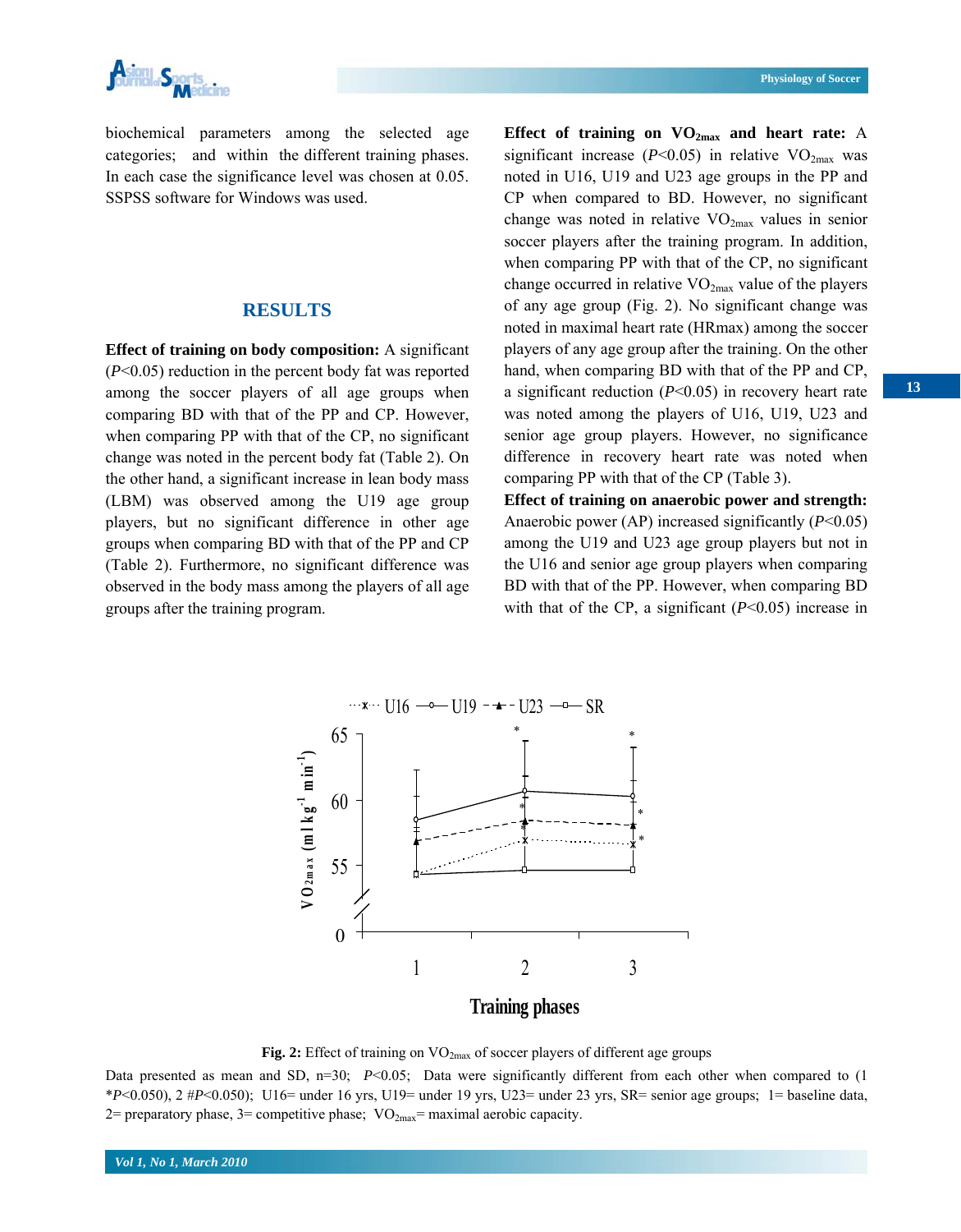biochemical parameters among the selected age categories; and within the different training phases. In each case the significance level was chosen at 0.05. SSPSS software for Windows was used.

## RESULTS

**Effect of training on body composition:** A significant ($P$<0.05) reduction in the percent body fat was reported among the soccer players of all age groups when comparing BD with that of the PP and CP. However, when comparing PP with that of the CP, no significant change was noted in the percent body fat (Table 2). On the other hand, a significant increase in lean body mass (LBM) was observed among the U19 age group players, but no significant difference in other age groups when comparing BD with that of the PP and CP (Table 2). Furthermore, no significant difference was observed in the body mass among the players of all age groups after the training program.

**Effect of training on $VO_{2max}$ and heart rate:** A significant increase ($P$<0.05) in relative $VO_{2max}$ was noted in U16, U19 and U23 age groups in the PP and CP when compared to BD. However, no significant change was noted in relative $VO_{2max}$ values in senior soccer players after the training program. In addition, when comparing PP with that of the CP, no significant change occurred in relative $VO_{2max}$ value of the players of any age group (Fig. 2). No significant change was noted in maximal heart rate (HRmax) among the soccer players of any age group after the training. On the other hand, when comparing BD with that of the PP and CP, a significant reduction ($P$<0.05) in recovery heart rate was noted among the players of U16, U19, U23 and senior age group players. However, no significance difference in recovery heart rate was noted when comparing PP with that of the CP (Table 3).

**Effect of training on anaerobic power and strength:** Anaerobic power (AP) increased significantly ($P$<0.05) among the U19 and U23 age group players but not in the U16 and senior age group players when comparing BD with that of the PP. However, when comparing BD with that of the CP, a significant ($P$<0.05) increase in

**Fig. 2:** Effect of training on $VO_{2max}$ of soccer players of different age groups

Data presented as mean and SD, n=30; $P$<0.05; Data were significantly different from each other when compared to (1 *$P$<0.050), 2 #$P$<0.050); U16= under 16 yrs, U19= under 19 yrs, U23= under 23 yrs, SR= senior age groups; 1= baseline data, 2= preparatory phase, 3= competitive phase; $VO_{2max}$= maximal aerobic capacity.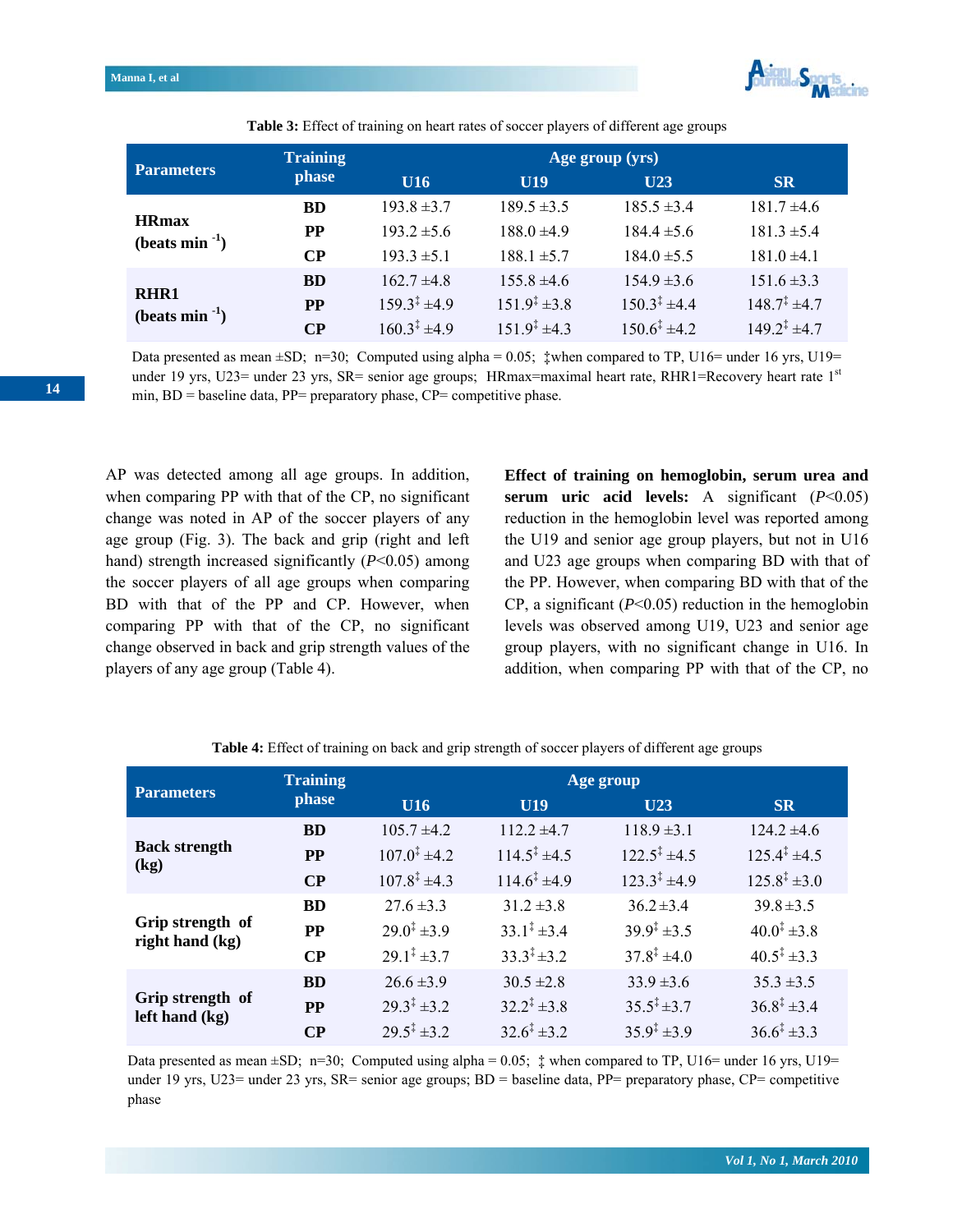**Table 3:** Effect of training on heart rates of soccer players of different age groups

| Parameters | Training phase | Age group (yrs) | | | |
|---|---|---|---|---|---|
| | | U16 | U19 | U23 | SR |
| HRmax (beats min $^{-1}$) | BD | 193.8 ±3.7 | 189.5 ±3.5 | 185.5 ±3.4 | 181.7 ±4.6 |
| | PP | 193.2 ±5.6 | 188.0 ±4.9 | 184.4 ±5.6 | 181.3 ±5.4 |
| | CP | 193.3 ±5.1 | 188.1 ±5.7 | 184.0 ±5.5 | 181.0 ±4.1 |
| RHR1 (beats min $^{-1}$) | BD | 162.7 ±4.8 | 155.8 ±4.6 | 154.9 ±3.6 | 151.6 ±3.3 |
| | PP | 159.3‡ ±4.9 | 151.9‡ ±3.8 | 150.3‡ ±4.4 | 148.7‡ ±4.7 |
| | CP | 160.3‡ ±4.9 | 151.9‡ ±4.3 | 150.6‡ ±4.2 | 149.2‡ ±4.7 |

Data presented as mean ±SD; n=30; Computed using alpha = 0.05; ‡when compared to TP, U16= under 16 yrs, U19= under 19 yrs, U23= under 23 yrs, SR= senior age groups; HRmax=maximal heart rate, RHR1=Recovery heart rate 1st min, BD = baseline data, PP= preparatory phase, CP= competitive phase.

AP was detected among all age groups. In addition, when comparing PP with that of the CP, no significant change was noted in AP of the soccer players of any age group (Fig. 3). The back and grip (right and left hand) strength increased significantly ($P$<0.05) among the soccer players of all age groups when comparing BD with that of the PP and CP. However, when comparing PP with that of the CP, no significant change observed in back and grip strength values of the players of any age group (Table 4).

**Effect of training on hemoglobin, serum urea and serum uric acid levels:** A significant ($P$<0.05) reduction in the hemoglobin level was reported among the U19 and senior age group players, but not in U16 and U23 age group players when comparing BD with that of the PP. However, when comparing BD with that of the CP, a significant ($P$<0.05) reduction in the hemoglobin levels was observed among U19, U23 and senior age group players, with no significant change in U16. In addition, when comparing PP with that of the CP, no

**Table 4:** Effect of training on back and grip strength of soccer players of different age groups

| Parameters | Training phase | Age group | | | |
|---|---|---|---|---|---|
| | | U16 | U19 | U23 | SR |
| Back strength (kg) | BD | 105.7 ±4.2 | 112.2 ±4.7 | 118.9 ±3.1 | 124.2 ±4.6 |
| | PP | 107.0‡ ±4.2 | 114.5‡ ±4.5 | 122.5‡ ±4.5 | 125.4‡ ±4.5 |
| | CP | 107.8‡ ±4.3 | 114.6‡ ±4.9 | 123.3‡ ±4.9 | 125.8‡ ±3.0 |
| Grip strength of right hand (kg) | BD | 27.6 ±3.3 | 31.2 ±3.8 | 36.2 ±3.4 | 39.8 ±3.5 |
| | PP | 29.0‡ ±3.9 | 33.1‡ ±3.4 | 39.9‡ ±3.5 | 40.0‡ ±3.8 |
| | CP | 29.1‡ ±3.7 | 33.3‡ ±3.2 | 37.8‡ ±4.0 | 40.5‡ ±3.3 |
| Grip strength of left hand (kg) | BD | 26.6 ±3.9 | 30.5 ±2.8 | 33.9 ±3.6 | 35.3 ±3.5 |
| | PP | 29.3‡ ±3.2 | 32.2‡ ±3.8 | 35.5‡ ±3.7 | 36.8‡ ±3.4 |
| | CP | 29.5‡ ±3.2 | 32.6‡ ±3.2 | 35.9‡ ±3.9 | 36.6‡ ±3.3 |

Data presented as mean ±SD; n=30; Computed using alpha = 0.05; ‡ when compared to TP, U16= under 16 yrs, U19= under 19 yrs, U23= under 23 yrs, SR= senior age groups; BD = baseline data, PP= preparatory phase, CP= competitive phase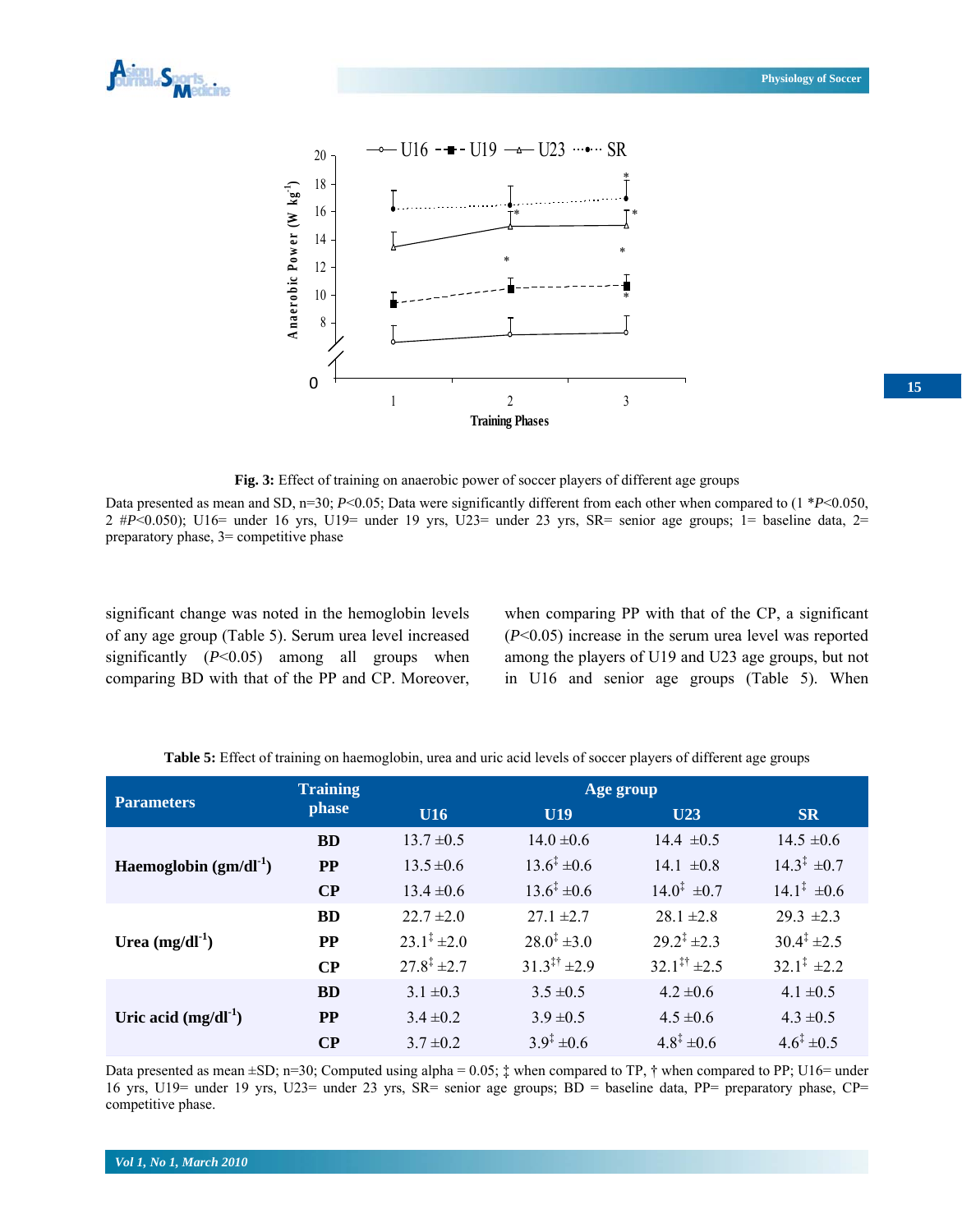**Fig. 3:** Effect of training on anaerobic power of soccer players of different age groups

Data presented as mean and SD, n=30; $P$<0.05; Data were significantly different from each other when compared to (1 *$P$<0.050, 2 #$P$<0.050); U16= under 16 yrs, U19= under 19 yrs, U23= under 23 yrs, SR= senior age groups; 1= baseline data, 2= preparatory phase, 3= competitive phase

significant change was noted in the hemoglobin levels of any age group (Table 5). Serum urea level increased significantly ($P$<0.05) among all groups when comparing BD with that of the PP and CP. Moreover, when comparing PP with that of the CP, a significant ($P$<0.05) increase in the serum urea level was reported among the players of U19 and U23 age groups, but not in U16 and senior age groups (Table 5). When

**Table 5:** Effect of training on haemoglobin, urea and uric acid levels of soccer players of different age groups

| Parameters | Training phase | Age group | | | |
|---|---|---|---|---|---|
| | | U16 | U19 | U23 | SR |
| Haemoglobin (gm/dl$^{-1}$) | BD | 13.7 ±0.5 | 14.0 ±0.6 | 14.4 ±0.5 | 14.5 ±0.6 |
| | PP | 13.5 ±0.6 | 13.6$^{‡}$ ±0.6 | 14.1 ±0.8 | 14.3$^{‡}$ ±0.7 |
| | CP | 13.4 ±0.6 | 13.6$^{‡}$ ±0.6 | 14.0$^{‡}$ ±0.7 | 14.1$^{‡}$ ±0.6 |
| Urea (mg/dl$^{-1}$) | BD | 22.7 ±2.0 | 27.1 ±2.7 | 28.1 ±2.8 | 29.3 ±2.3 |
| | PP | 23.1$^{‡}$ ±2.0 | 28.0$^{‡}$ ±3.0 | 29.2$^{‡}$ ±2.3 | 30.4$^{‡}$ ±2.5 |
| | CP | 27.8$^{‡}$ ±2.7 | 31.3$^{‡†}$ ±2.9 | 32.1$^{‡†}$ ±2.5 | 32.1$^{‡}$ ±2.2 |
| Uric acid (mg/dl$^{-1}$) | BD | 3.1 ±0.3 | 3.5 ±0.5 | 4.2 ±0.6 | 4.1 ±0.5 |
| | PP | 3.4 ±0.2 | 3.9 ±0.5 | 4.5 ±0.6 | 4.3 ±0.5 |
| | CP | 3.7 ±0.2 | 3.9$^{‡}$ ±0.6 | 4.8$^{‡}$ ±0.6 | 4.6$^{‡}$ ±0.5 |

Data presented as mean ±SD; n=30; Computed using alpha = 0.05; ‡ when compared to TP, † when compared to PP; U16= under 16 yrs, U19= under 19 yrs, U23= under 23 yrs, SR= senior age groups; BD = baseline data, PP= preparatory phase, CP= competitive phase.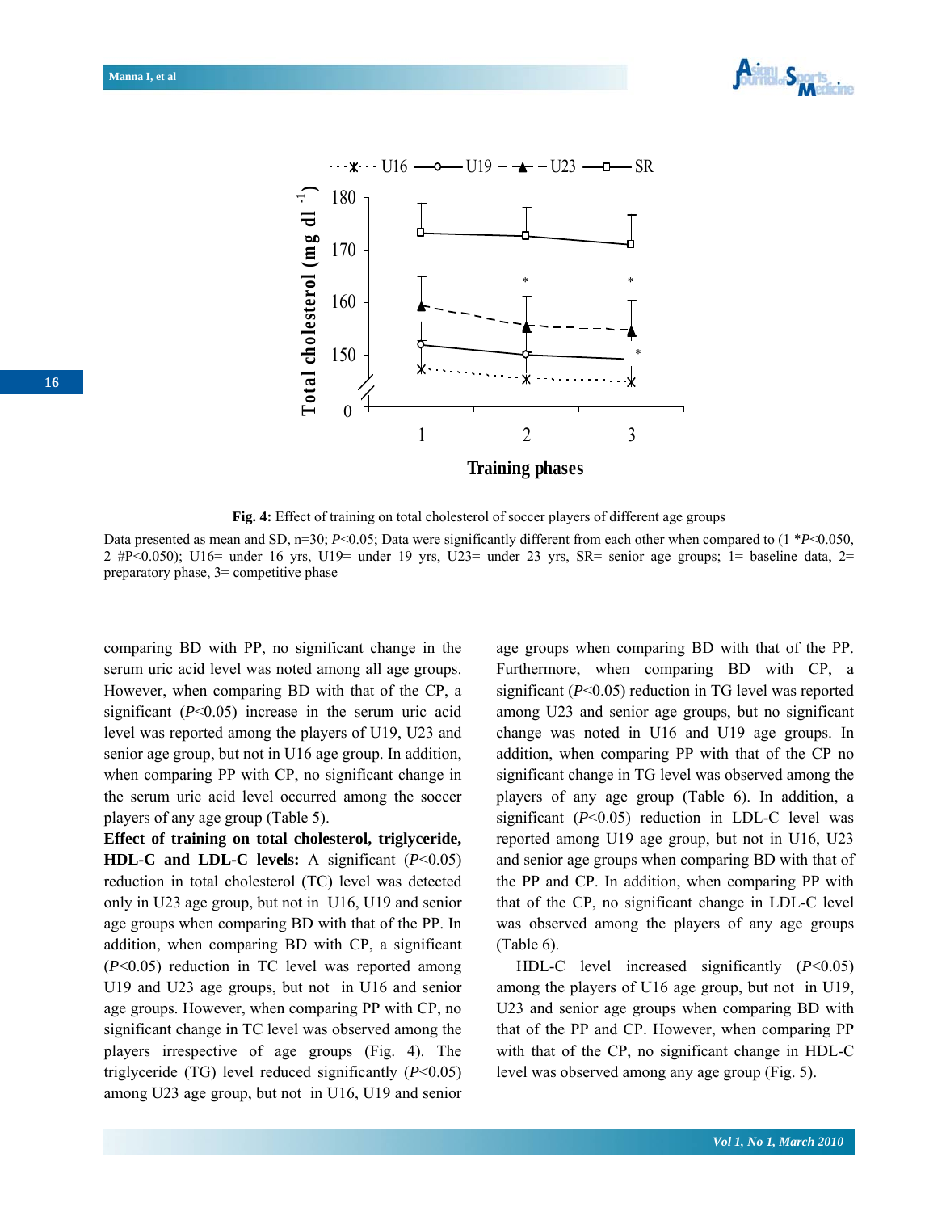**Fig. 4:** Effect of training on total cholesterol of soccer players of different age groups

Data presented as mean and SD, n=30; *P*<0.05; Data were significantly different from each other when compared to (1 \**P*<0.050, 2 #P<0.050); U16= under 16 yrs, U19= under 19 yrs, U23= under 23 yrs, SR= senior age groups; 1= baseline data, 2= preparatory phase, 3= competitive phase

comparing BD with PP, no significant change in the serum uric acid level was noted among all age groups. However, when comparing BD with that of the CP, a significant (*P*<0.05) increase in the serum uric acid level was reported among the players of U19, U23 and senior age group, but not in U16 age group. In addition, when comparing PP with CP, no significant change in the serum uric acid level occurred among the soccer players of any age group (Table 5).

**Effect of training on total cholesterol, triglyceride, HDL-C and LDL-C levels:** A significant (*P*<0.05) reduction in total cholesterol (TC) level was detected only in U23 age group, but not in U16, U19 and senior age groups when comparing BD with that of the PP. In addition, when comparing BD with CP, a significant (*P*<0.05) reduction in TC level was reported among U19 and U23 age groups, but not in U16 and senior age groups. However, when comparing PP with CP, no significant change in TC level was observed among the players irrespective of age groups (Fig. 4). The triglyceride (TG) level reduced significantly (*P*<0.05) among U23 age group, but not in U16, U19 and senior age groups when comparing BD with that of the PP. Furthermore, when comparing BD with CP, a significant (*P*<0.05) reduction in TG level was reported among U23 and senior age groups, but no significant change was noted in U16 and U19 age groups. In addition, when comparing PP with that of the CP no significant change in TG level was observed among the players of any age group (Table 6). In addition, a significant (*P*<0.05) reduction in LDL-C level was reported among U19 age group, but not in U16, U23 and senior age groups when comparing BD with that of the PP and CP. In addition, when comparing PP with that of the CP, no significant change in LDL-C level was observed among the players of any age groups (Table 6).

HDL-C level increased significantly (*P*<0.05) among the players of U16 age group, but not in U19, U23 and senior age groups when comparing BD with that of the PP and CP. However, when comparing PP with that of the CP, no significant change in HDL-C level was observed among any age group (Fig. 5).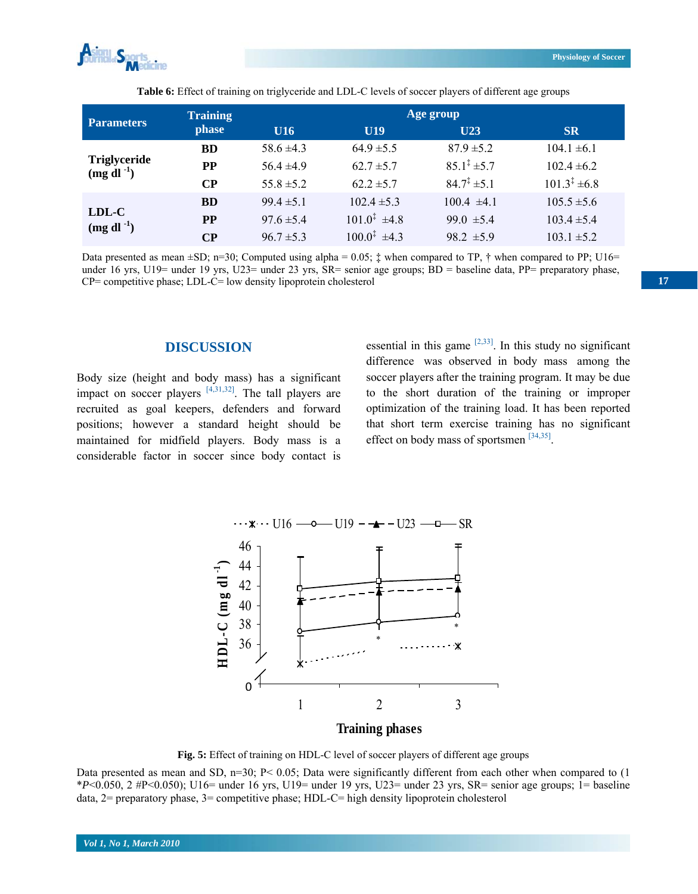**Table 6:** Effect of training on triglyceride and LDL-C levels of soccer players of different age groups

| Parameters | Training phase | Age group | | | |
|---|---|---|---|---|---|
| | | U16 | U19 | U23 | SR |
| Triglyceride (mg dl $^{-1}$) | BD | 58.6 ±4.3 | 64.9 ±5.5 | 87.9 ±5.2 | 104.1 ±6.1 |
| | PP | 56.4 ±4.9 | 62.7 ±5.7 | 85.1‡ ±5.7 | 102.4 ±6.2 |
| | CP | 55.8 ±5.2 | 62.2 ±5.7 | 84.7‡ ±5.1 | 101.3‡ ±6.8 |
| LDL-C (mg dl $^{-1}$) | BD | 99.4 ±5.1 | 102.4 ±5.3 | 100.4 ±4.1 | 105.5 ±5.6 |
| | PP | 97.6 ±5.4 | 101.0‡ ±4.8 | 99.0 ±5.4 | 103.4 ±5.4 |
| | CP | 96.7 ±5.3 | 100.0‡ ±4.3 | 98.2 ±5.9 | 103.1 ±5.2 |

Data presented as mean ±SD; n=30; Computed using alpha = 0.05; ‡ when compared to TP, † when compared to PP; U16= under 16 yrs, U19= under 19 yrs, U23= under 23 yrs, SR= senior age groups; BD = baseline data, PP= preparatory phase, CP= competitive phase; LDL-C= low density lipoprotein cholesterol

## DISCUSSION

Body size (height and body mass) has a significant impact on soccer players [4,31,32]. The tall players are recruited as goal keepers, defenders and forward positions; however a standard height should be maintained for midfield players. Body mass is a considerable factor in soccer since body contact is essential in this game [2,33]. In this study no significant difference was observed in body mass among the soccer players after the training program. It may be due to the short duration of the training or improper optimization of the training load. It has been reported that short term exercise training has no significant effect on body mass of sportsmen [34,35].

**Fig. 5:** Effect of training on HDL-C level of soccer players of different age groups

Data presented as mean and SD, n=30; P< 0.05; Data were significantly different from each other when compared to (1 *P<0.050, 2 #P<0.050); U16= under 16 yrs, U19= under 19 yrs, U23= under 23 yrs, SR= senior age groups; 1= baseline data, 2= preparatory phase, 3= competitive phase; HDL-C= high density lipoprotein cholesterol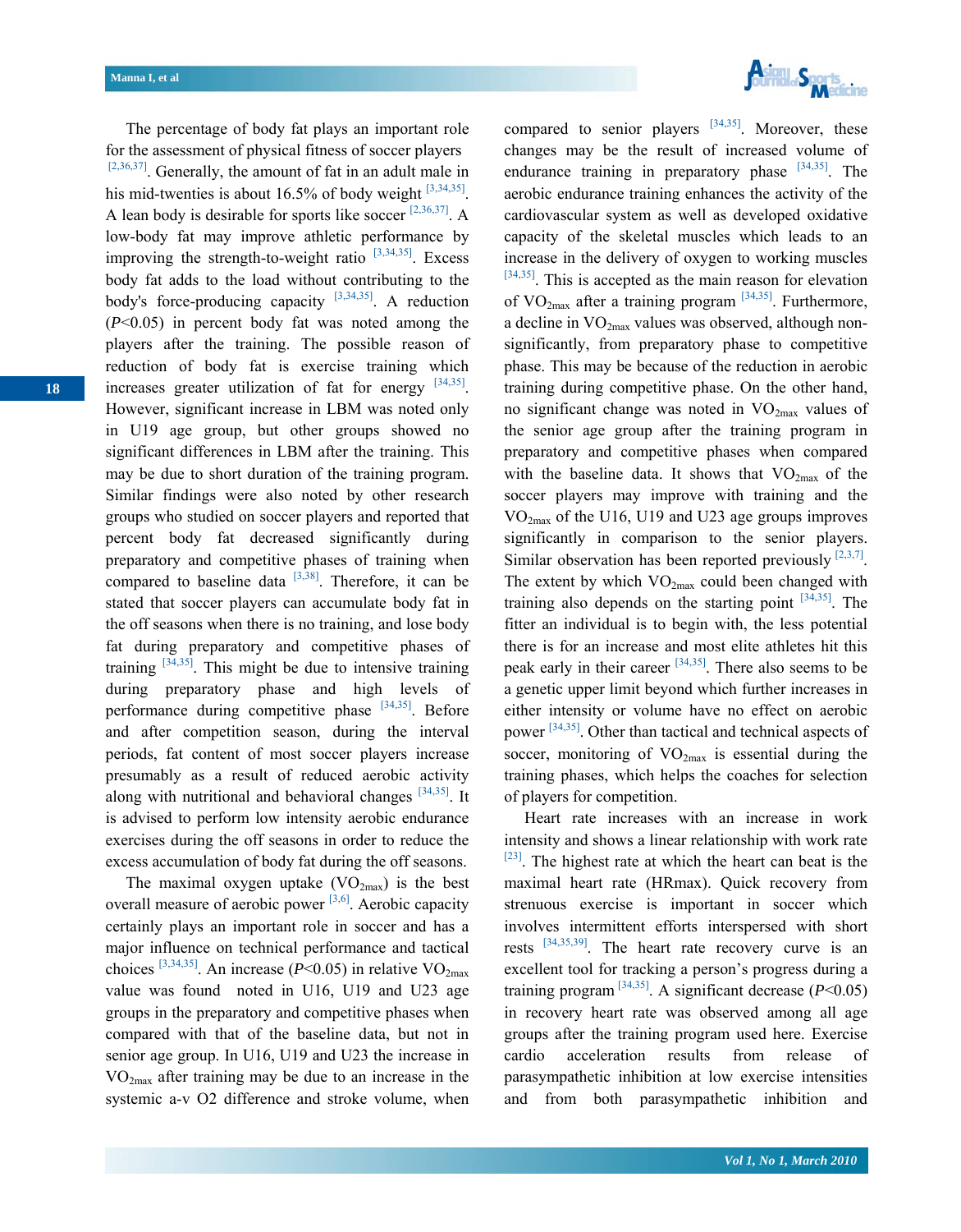The percentage of body fat plays an important role for the assessment of physical fitness of soccer players [2,36,37]. Generally, the amount of fat in an adult male in his mid-twenties is about 16.5% of body weight [3,34,35]. A lean body is desirable for sports like soccer [2,36,37]. A low-body fat may improve athletic performance by improving the strength-to-weight ratio [3,34,35]. Excess body fat adds to the load without contributing to the body's force-producing capacity [3,34,35]. A reduction ($P<0.05$) in percent body fat was noted among the players after the training. The possible reason of reduction of body fat is exercise training which increases greater utilization of fat for energy [34,35]. However, significant increase in LBM was noted only in U19 age group, but other groups showed no significant differences in LBM after the training. This may be due to short duration of the training program. Similar findings were also noted by other research groups who studied on soccer players and reported that percent body fat decreased significantly during preparatory and competitive phases of training when compared to baseline data [3,38]. Therefore, it can be stated that soccer players can accumulate body fat in the off seasons when there is no training, and lose body fat during preparatory and competitive phases of training [34,35]. This might be due to intensive training during preparatory phase and high levels of performance during competitive phase [34,35]. Before and after competition season, during the interval periods, fat content of most soccer players increase presumably as a result of reduced aerobic activity along with nutritional and behavioral changes [34,35]. It is advised to perform low intensity aerobic endurance exercises during the off seasons in order to reduce the excess accumulation of body fat during the off seasons.

The maximal oxygen uptake ($VO_{2max}$) is the best overall measure of aerobic power [3,6]. Aerobic capacity certainly plays an important role in soccer and has a major influence on technical performance and tactical choices [3,34,35]. An increase ($P<0.05$) in relative $VO_{2max}$ value was found noted in U16, U19 and U23 age groups in the preparatory and competitive phases when compared with that of the baseline data, but not in senior age group. In U16, U19 and U23 the increase in $VO_{2max}$ after training may be due to an increase in the systemic a-v O2 difference and stroke volume, when compared to senior players [34,35]. Moreover, these changes may be the result of increased volume of endurance training in preparatory phase [34,35]. The aerobic endurance training enhances the activity of the cardiovascular system as well as developed oxidative capacity of the skeletal muscles which leads to an increase in the delivery of oxygen to working muscles [34,35]. This is accepted as the main reason for elevation of $VO_{2max}$ after a training program [34,35]. Furthermore, a decline in $VO_{2max}$ values was observed, although non-significantly, from preparatory phase to competitive phase. This may be because of the reduction in aerobic training during competitive phase. On the other hand, no significant change was noted in $VO_{2max}$ values of the senior age group after the training program in preparatory and competitive phases when compared with the baseline data. It shows that $VO_{2max}$ of the soccer players may improve with training and the $VO_{2max}$ of the U16, U19 and U23 age groups improves significantly in comparison to the senior players. Similar observation has been reported previously [2,3,7]. The extent by which $VO_{2max}$ could been changed with training also depends on the starting point [34,35]. The fitter an individual is to begin with, the less potential there is for an increase and most elite athletes hit this peak early in their career [34,35]. There also seems to be a genetic upper limit beyond which further increases in either intensity or volume have no effect on aerobic power [34,35]. Other than tactical and technical aspects of soccer, monitoring of $VO_{2max}$ is essential during the training phases, which helps the coaches for selection of players for competition.

Heart rate increases with an increase in work intensity and shows a linear relationship with work rate [23]. The highest rate at which the heart can beat is the maximal heart rate (HRmax). Quick recovery from strenuous exercise is important in soccer which involves intermittent efforts interspersed with short rests [34,35,39]. The heart rate recovery curve is an excellent tool for tracking a person's progress during a training program [34,35]. A significant decrease ($P<0.05$) in recovery heart rate was observed among all age groups after the training program used here. Exercise cardio acceleration results from release of parasympathetic inhibition at low exercise intensities and from both parasympathetic inhibition and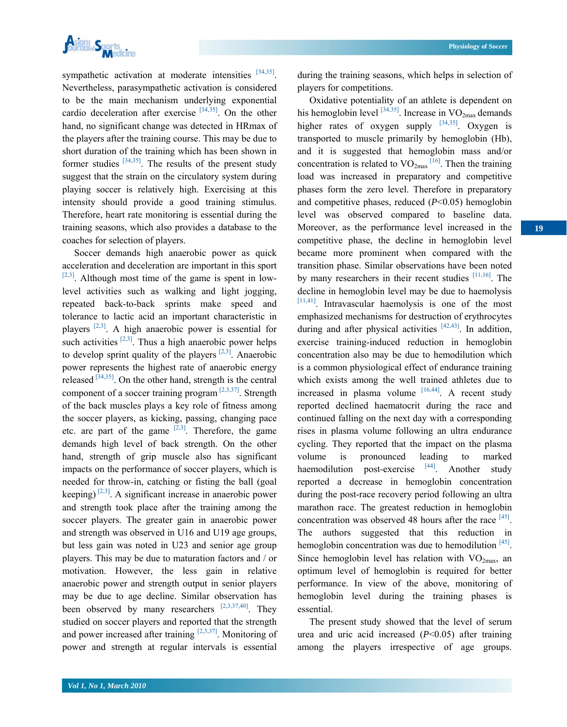sympathetic activation at moderate intensities [34,35]. Nevertheless, parasympathetic activation is considered to be the main mechanism underlying exponential cardio deceleration after exercise [34,35]. On the other hand, no significant change was detected in HRmax of the players after the training course. This may be due to short duration of the training which has been shown in former studies [34,35]. The results of the present study suggest that the strain on the circulatory system during playing soccer is relatively high. Exercising at this intensity should provide a good training stimulus. Therefore, heart rate monitoring is essential during the training seasons, which also provides a database to the coaches for selection of players.

Soccer demands high anaerobic power as quick acceleration and deceleration are important in this sport [2,3]. Although most time of the game is spent in low-level activities such as walking and light jogging, repeated back-to-back sprints make speed and tolerance to lactic acid an important characteristic in players [2,3]. A high anaerobic power is essential for such activities [2,3]. Thus a high anaerobic power helps to develop sprint quality of the players [2,3]. Anaerobic power represents the highest rate of anaerobic energy released [34,35]. On the other hand, strength is the central component of a soccer training program [2,3,37]. Strength of the back muscles plays a key role of fitness among the soccer players, as kicking, passing, changing pace etc. are part of the game [2,3]. Therefore, the game demands high level of back strength. On the other hand, strength of grip muscle also has significant impacts on the performance of soccer players, which is needed for throw-in, catching or fisting the ball (goal keeping) [2,3]. A significant increase in anaerobic power and strength took place after the training among the soccer players. The greater gain in anaerobic power and strength was observed in U16 and U19 age groups, but less gain was noted in U23 and senior age group players. This may be due to maturation factors and / or motivation. However, the less gain in relative anaerobic power and strength output in senior players may be due to age decline. Similar observation has been observed by many researchers [2,3,37,40]. They studied on soccer players and reported that the strength and power increased after training [2,3,37]. Monitoring of power and strength at regular intervals is essential during the training seasons, which helps in selection of players for competitions.

Oxidative potentiality of an athlete is dependent on his hemoglobin level [34,35]. Increase in $VO_{2max}$ demands higher rates of oxygen supply [34,35]. Oxygen is transported to muscle primarily by hemoglobin (Hb), and it is suggested that hemoglobin mass and/or concentration is related to $VO_{2max}$ [16]. Then the training load was increased in preparatory and competitive phases form the zero level. Therefore in preparatory and competitive phases, reduced ($P$<0.05) hemoglobin level was observed compared to baseline data. Moreover, as the performance level increased in the competitive phase, the decline in hemoglobin level became more prominent when compared with the transition phase. Similar observations have been noted by many researchers in their recent studies [11,16]. The decline in hemoglobin level may be due to haemolysis [11,41]. Intravascular haemolysis is one of the most emphasized mechanisms for destruction of erythrocytes during and after physical activities [42,43]. In addition, exercise training-induced reduction in hemoglobin concentration also may be due to hemodilution which is a common physiological effect of endurance training which exists among the well trained athletes due to increased in plasma volume [16,44]. A recent study reported declined haematocrit during the race and continued falling on the next day with a corresponding rises in plasma volume following an ultra endurance cycling. They reported that the impact on the plasma volume is pronounced leading to marked haemodilution post-exercise [44]. Another study reported a decrease in hemoglobin concentration during the post-race recovery period following an ultra marathon race. The greatest reduction in hemoglobin concentration was observed 48 hours after the race [45]. The authors suggested that this reduction in hemoglobin concentration was due to hemodilution [45]. Since hemoglobin level has relation with $VO_{2max}$, an optimum level of hemoglobin is required for better performance. In view of the above, monitoring of hemoglobin level during the training phases is essential.

The present study showed that the level of serum urea and uric acid increased ($P$<0.05) after training among the players irrespective of age groups.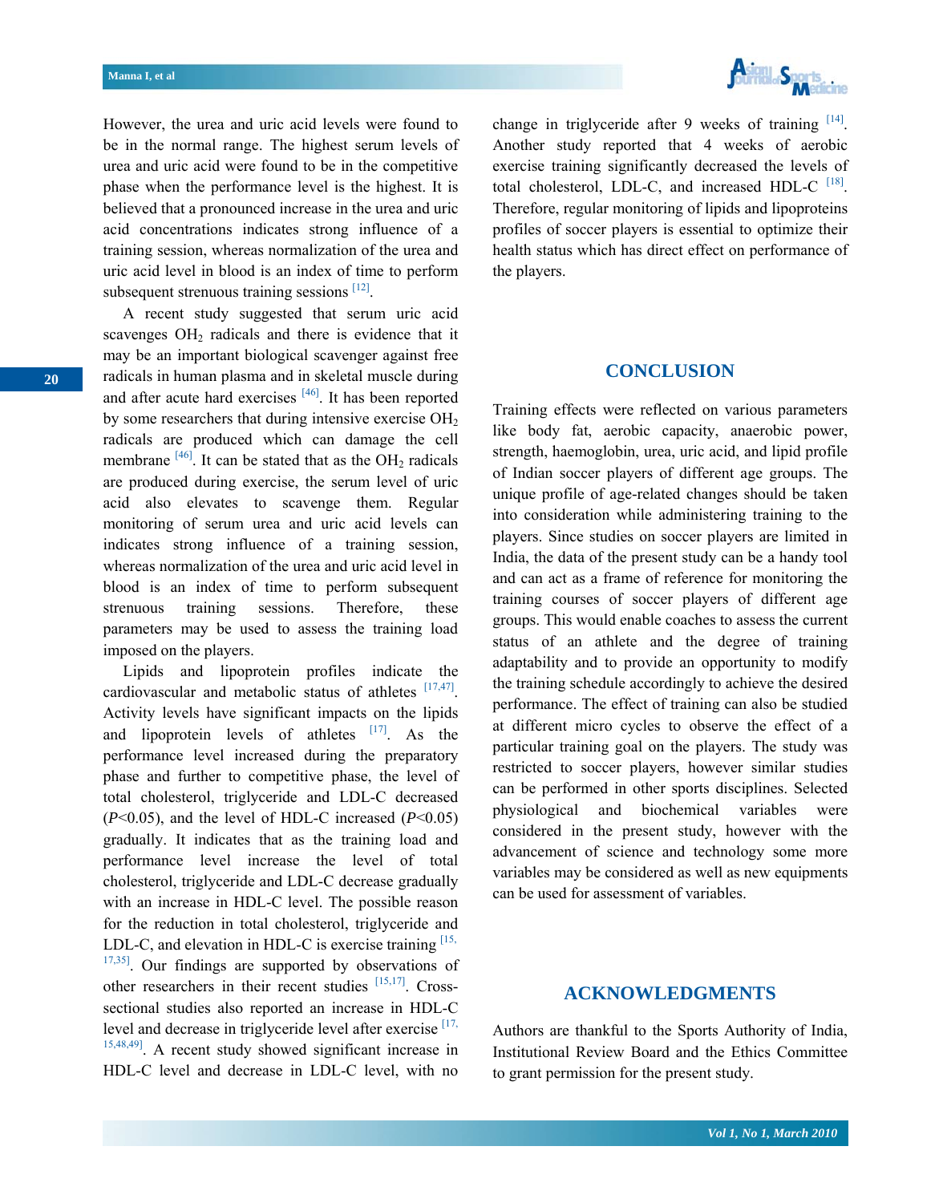However, the urea and uric acid levels were found to be in the normal range. The highest serum levels of urea and uric acid were found to be in the competitive phase when the performance level is the highest. It is believed that a pronounced increase in the urea and uric acid concentrations indicates strong influence of a training session, whereas normalization of the urea and uric acid level in blood is an index of time to perform subsequent strenuous training sessions [12].

A recent study suggested that serum uric acid scavenges $OH_2$ radicals and there is evidence that it may be an important biological scavenger against free radicals in human plasma and in skeletal muscle during and after acute hard exercises [46]. It has been reported by some researchers that during intensive exercise $OH_2$ radicals are produced which can damage the cell membrane [46]. It can be stated that as the $OH_2$ radicals are produced during exercise, the serum level of uric acid also elevates to scavenge them. Regular monitoring of serum urea and uric acid levels can indicates strong influence of a training session, whereas normalization of the urea and uric acid level in blood is an index of time to perform subsequent strenuous training sessions. Therefore, these parameters may be used to assess the training load imposed on the players.

Lipids and lipoprotein profiles indicate the cardiovascular and metabolic status of athletes [17,47]. Activity levels have significant impacts on the lipids and lipoprotein levels of athletes [17]. As the performance level increased during the preparatory phase and further to competitive phase, the level of total cholesterol, triglyceride and LDL-C decreased ($P<0.05$), and the level of HDL-C increased ($P<0.05$) gradually. It indicates that as the training load and performance level increase the level of total cholesterol, triglyceride and LDL-C decrease gradually with an increase in HDL-C level. The possible reason for the reduction in total cholesterol, triglyceride and LDL-C, and elevation in HDL-C is exercise training [15,17,35]. Our findings are supported by observations of other researchers in their recent studies [15,17]. Cross-sectional studies also reported an increase in HDL-C level and decrease in triglyceride level after exercise [17,15,48,49]. A recent study showed significant increase in HDL-C level and decrease in LDL-C level, with no change in triglyceride after 9 weeks of training [14]. Another study reported that 4 weeks of aerobic exercise training significantly decreased the levels of total cholesterol, LDL-C, and increased HDL-C [18]. Therefore, regular monitoring of lipids and lipoproteins profiles of soccer players is essential to optimize their health status which has direct effect on performance of the players.

## CONCLUSION

Training effects were reflected on various parameters like body fat, aerobic capacity, anaerobic power, strength, haemoglobin, urea, uric acid, and lipid profile of Indian soccer players of different age groups. The unique profile of age-related changes should be taken into consideration while administering training to the players. Since studies on soccer players are limited in India, the data of the present study can be a handy tool and can act as a frame of reference for monitoring the training courses of soccer players of different age groups. This would enable coaches to assess the current status of an athlete and the degree of training adaptability and to provide an opportunity to modify the training schedule accordingly to achieve the desired performance. The effect of training can also be studied at different micro cycles to observe the effect of a particular training goal on the players. The study was restricted to soccer players, however similar studies can be performed in other sports disciplines. Selected physiological and biochemical variables were considered in the present study, however with the advancement of science and technology some more variables may be considered as well as new equipments can be used for assessment of variables.

## ACKNOWLEDGMENTS

Authors are thankful to the Sports Authority of India, Institutional Review Board and the Ethics Committee to grant permission for the present study.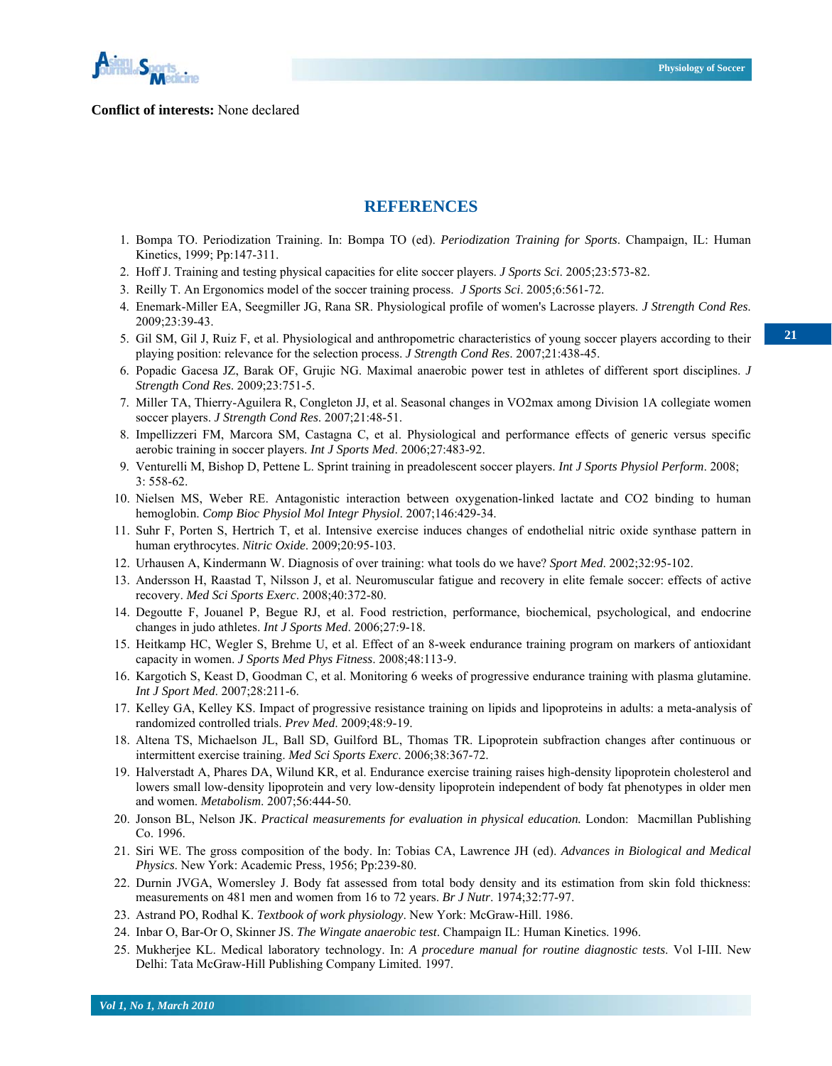**Conflict of interests:** None declared

## REFERENCES

1. Bompa TO. Periodization Training. In: Bompa TO (ed). *Periodization Training for Sports*. Champaign, IL: Human Kinetics, 1999; Pp:147-311.
2. Hoff J. Training and testing physical capacities for elite soccer players. *J Sports Sci*. 2005;23:573-82.
3. Reilly T. An Ergonomics model of the soccer training process. *J Sports Sci*. 2005;6:561-72.
4. Enemark-Miller EA, Seegmiller JG, Rana SR. Physiological profile of women's Lacrosse players. *J Strength Cond Res*. 2009;23:39-43.
5. Gil SM, Gil J, Ruiz F, et al. Physiological and anthropometric characteristics of young soccer players according to their playing position: relevance for the selection process. *J Strength Cond Res*. 2007;21:438-45.
6. Popadic Gacesa JZ, Barak OF, Grujic NG. Maximal anaerobic power test in athletes of different sport disciplines. *J Strength Cond Res*. 2009;23:751-5.
7. Miller TA, Thierry-Aguilera R, Congleton JJ, et al. Seasonal changes in VO2max among Division 1A collegiate women soccer players. *J Strength Cond Res*. 2007;21:48-51.
8. Impellizzeri FM, Marcora SM, Castagna C, et al. Physiological and performance effects of generic versus specific aerobic training in soccer players. *Int J Sports Med*. 2006;27:483-92.
9. Venturelli M, Bishop D, Pettene L. Sprint training in preadolescent soccer players. *Int J Sports Physiol Perform*. 2008; 3: 558-62.
10. Nielsen MS, Weber RE. Antagonistic interaction between oxygenation-linked lactate and CO2 binding to human hemoglobin. *Comp Bioc Physiol Mol Integr Physiol*. 2007;146:429-34.
11. Suhr F, Porten S, Hertrich T, et al. Intensive exercise induces changes of endothelial nitric oxide synthase pattern in human erythrocytes. *Nitric Oxide*. 2009;20:95-103.
12. Urhausen A, Kindermann W. Diagnosis of over training: what tools do we have? *Sport Med*. 2002;32:95-102.
13. Andersson H, Raastad T, Nilsson J, et al. Neuromuscular fatigue and recovery in elite female soccer: effects of active recovery. *Med Sci Sports Exerc*. 2008;40:372-80.
14. Degoutte F, Jouanel P, Begue RJ, et al. Food restriction, performance, biochemical, psychological, and endocrine changes in judo athletes. *Int J Sports Med*. 2006;27:9-18.
15. Heitkamp HC, Wegler S, Brehme U, et al. Effect of an 8-week endurance training program on markers of antioxidant capacity in women. *J Sports Med Phys Fitness*. 2008;48:113-9.
16. Kargotich S, Keast D, Goodman C, et al. Monitoring 6 weeks of progressive endurance training with plasma glutamine. *Int J Sport Med*. 2007;28:211-6.
17. Kelley GA, Kelley KS. Impact of progressive resistance training on lipids and lipoproteins in adults: a meta-analysis of randomized controlled trials. *Prev Med*. 2009;48:9-19.
18. Altena TS, Michaelson JL, Ball SD, Guilford BL, Thomas TR. Lipoprotein subfraction changes after continuous or intermittent exercise training. *Med Sci Sports Exerc*. 2006;38:367-72.
19. Halverstadt A, Phares DA, Wilund KR, et al. Endurance exercise training raises high-density lipoprotein cholesterol and lowers small low-density lipoprotein and very low-density lipoprotein independent of body fat phenotypes in older men and women. *Metabolism*. 2007;56:444-50.
20. Jonson BL, Nelson JK. *Practical measurements for evaluation in physical education.* London: Macmillan Publishing Co. 1996.
21. Siri WE. The gross composition of the body. In: Tobias CA, Lawrence JH (ed). *Advances in Biological and Medical Physics*. New York: Academic Press, 1956; Pp:239-80.
22. Durnin JVGA, Womersley J. Body fat assessed from total body density and its estimation from skin fold thickness: measurements on 481 men and women from 16 to 72 years. *Br J Nutr*. 1974;32:77-97.
23. Astrand PO, Rodhal K. *Textbook of work physiology*. New York: McGraw-Hill. 1986.
24. Inbar O, Bar-Or O, Skinner JS. *The Wingate anaerobic test*. Champaign IL: Human Kinetics. 1996.
25. Mukherjee KL. Medical laboratory technology. In: *A procedure manual for routine diagnostic tests.* Vol I-III. New Delhi: Tata McGraw-Hill Publishing Company Limited. 1997.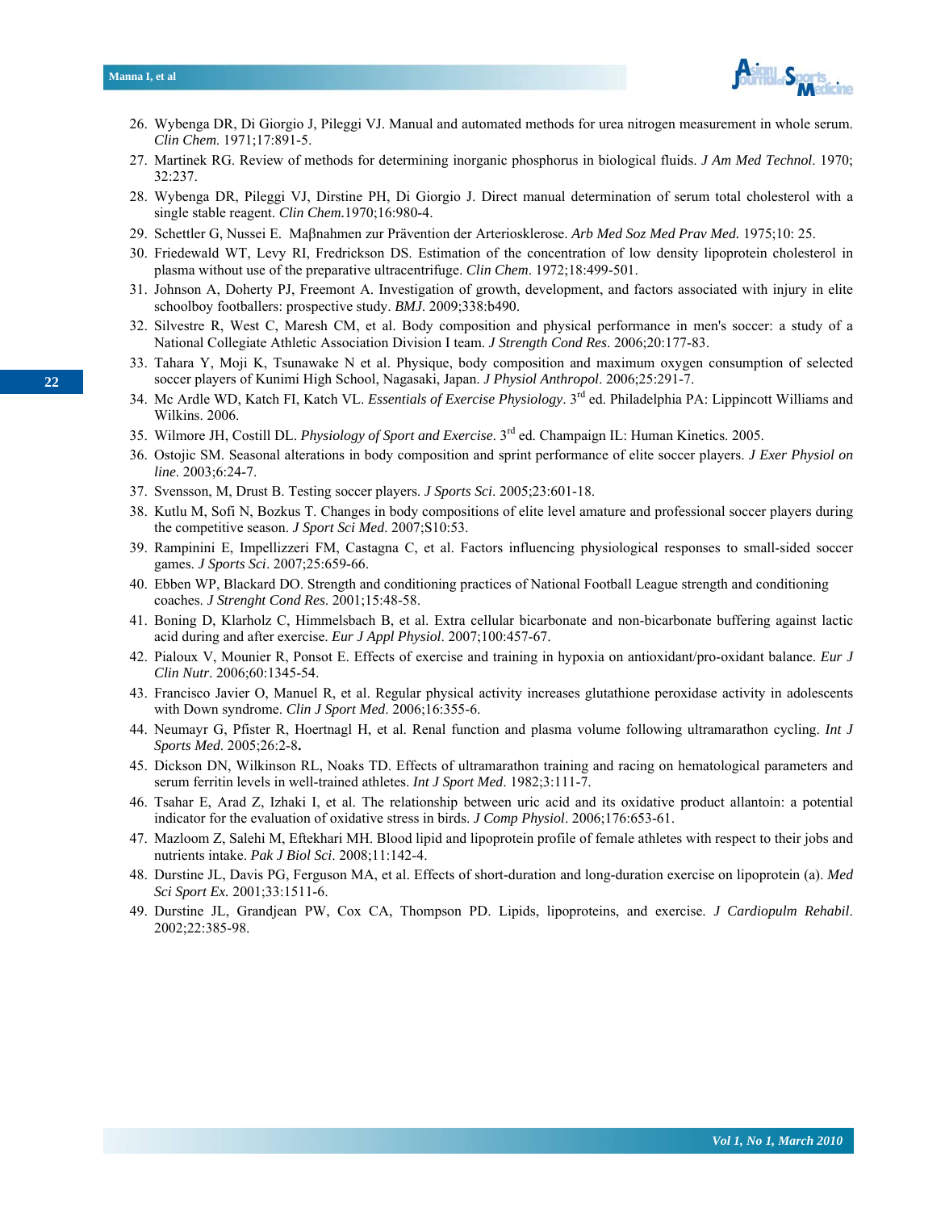26. Wybenga DR, Di Giorgio J, Pileggi VJ. Manual and automated methods for urea nitrogen measurement in whole serum. *Clin Chem.* 1971;17:891-5.
27. Martinek RG. Review of methods for determining inorganic phosphorus in biological fluids. *J Am Med Technol*. 1970; 32:237.
28. Wybenga DR, Pileggi VJ, Dirstine PH, Di Giorgio J. Direct manual determination of serum total cholesterol with a single stable reagent. *Clin Chem.*1970;16:980-4.
29. Schettler G, Nussei E. Maβnahmen zur Prävention der Arteriosklerose. *Arb Med Soz Med Prav Med.* 1975;10: 25.
30. Friedewald WT, Levy RI, Fredrickson DS. Estimation of the concentration of low density lipoprotein cholesterol in plasma without use of the preparative ultracentrifuge. *Clin Chem*. 1972;18:499-501.
31. Johnson A, Doherty PJ, Freemont A. Investigation of growth, development, and factors associated with injury in elite schoolboy footballers: prospective study. *BMJ*. 2009;338:b490.
32. Silvestre R, West C, Maresh CM, et al. Body composition and physical performance in men's soccer: a study of a National Collegiate Athletic Association Division I team. *J Strength Cond Res*. 2006;20:177-83.
33. Tahara Y, Moji K, Tsunawake N et al. Physique, body composition and maximum oxygen consumption of selected soccer players of Kunimi High School, Nagasaki, Japan. *J Physiol Anthropol*. 2006;25:291-7.
34. Mc Ardle WD, Katch FI, Katch VL. *Essentials of Exercise Physiology*. 3rd ed. Philadelphia PA: Lippincott Williams and Wilkins. 2006.
35. Wilmore JH, Costill DL. *Physiology of Sport and Exercise*. 3rd ed. Champaign IL: Human Kinetics. 2005.
36. Ostojic SM. Seasonal alterations in body composition and sprint performance of elite soccer players. *J Exer Physiol on line*. 2003;6:24-7.
37. Svensson, M, Drust B. Testing soccer players. *J Sports Sci*. 2005;23:601-18.
38. Kutlu M, Sofi N, Bozkus T. Changes in body compositions of elite level amature and professional soccer players during the competitive season. *J Sport Sci Med*. 2007;S10:53.
39. Rampinini E, Impellizzeri FM, Castagna C, et al. Factors influencing physiological responses to small-sided soccer games. *J Sports Sci*. 2007;25:659-66.
40. Ebben WP, Blackard DO. Strength and conditioning practices of National Football League strength and conditioning coaches. *J Strenght Cond Res*. 2001;15:48-58.
41. Boning D, Klarholz C, Himmelsbach B, et al. Extra cellular bicarbonate and non-bicarbonate buffering against lactic acid during and after exercise. *Eur J Appl Physiol*. 2007;100:457-67.
42. Pialoux V, Mounier R, Ponsot E. Effects of exercise and training in hypoxia on antioxidant/pro-oxidant balance. *Eur J Clin Nutr*. 2006;60:1345-54.
43. Francisco Javier O, Manuel R, et al. Regular physical activity increases glutathione peroxidase activity in adolescents with Down syndrome. *Clin J Sport Med*. 2006;16:355-6.
44. Neumayr G, Pfister R, Hoertnagl H, et al. Renal function and plasma volume following ultramarathon cycling. *Int J Sports Med*. 2005;26:2-8**.**
45. Dickson DN, Wilkinson RL, Noaks TD. Effects of ultramarathon training and racing on hematological parameters and serum ferritin levels in well-trained athletes. *Int J Sport Med*. 1982;3:111-7.
46. Tsahar E, Arad Z, Izhaki I, et al. The relationship between uric acid and its oxidative product allantoin: a potential indicator for the evaluation of oxidative stress in birds. *J Comp Physiol*. 2006;176:653-61.
47. Mazloom Z, Salehi M, Eftekhari MH. Blood lipid and lipoprotein profile of female athletes with respect to their jobs and nutrients intake. *Pak J Biol Sci*. 2008;11:142-4.
48. Durstine JL, Davis PG, Ferguson MA, et al. Effects of short-duration and long-duration exercise on lipoprotein (a). *Med Sci Sport Ex.* 2001;33:1511-6.
49. Durstine JL, Grandjean PW, Cox CA, Thompson PD. Lipids, lipoproteins, and exercise. *J Cardiopulm Rehabil*. 2002;22:385-98.